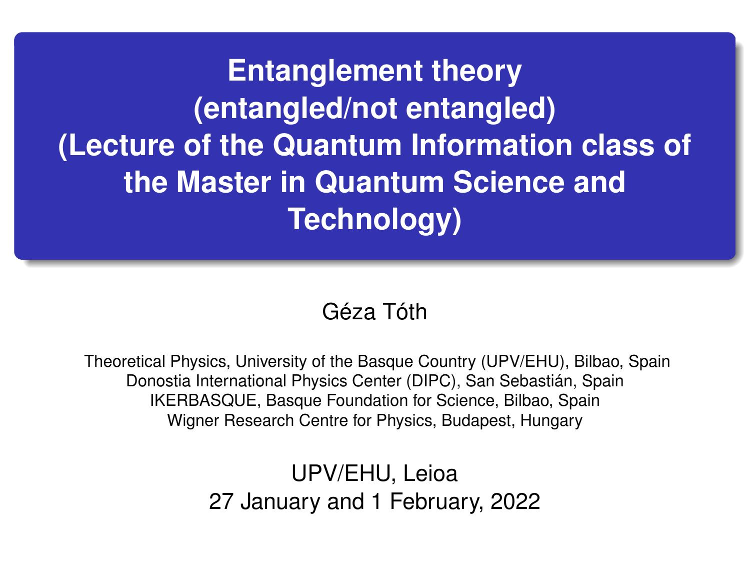# Entanglement theory (entangled/not entangled) (Lecture of the Quantum Information class of the Master in Quantum Science and Technology)

Géza Tóth

Theoretical Physics, University of the Basque Country (UPV/EHU), Bilbao, Spain
Donostia International Physics Center (DIPC), San Sebastián, Spain
IKERBASQUE, Basque Foundation for Science, Bilbao, Spain
Wigner Research Centre for Physics, Budapest, Hungary

UPV/EHU, Leioa
27 January and 1 February, 2022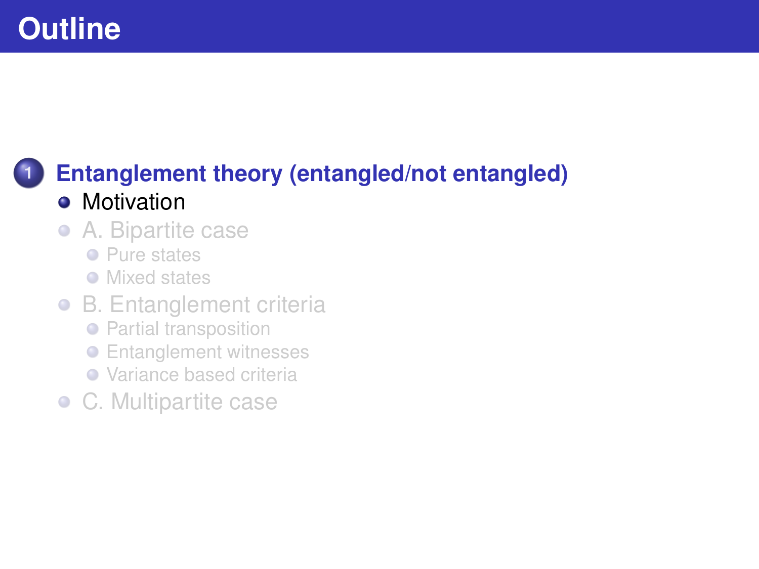# Outline

1. **Entanglement theory (entangled/not entangled)**
   - Motivation
   - A. Bipartite case
     - Pure states
     - Mixed states
   - B. Entanglement criteria
     - Partial transposition
     - Entanglement witnesses
     - Variance based criteria
   - C. Multipartite case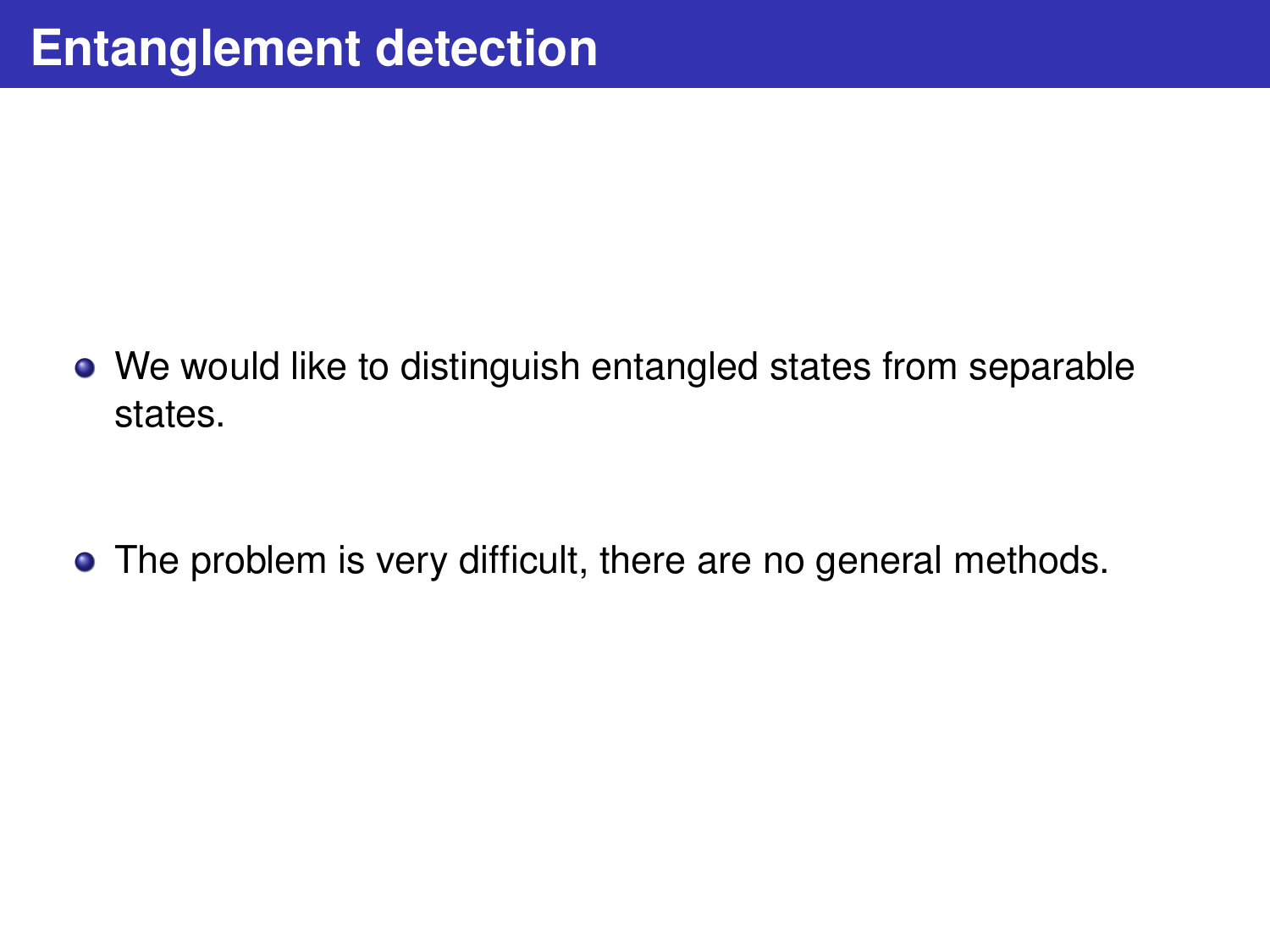# Entanglement detection

- We would like to distinguish entangled states from separable states.
- The problem is very difficult, there are no general methods.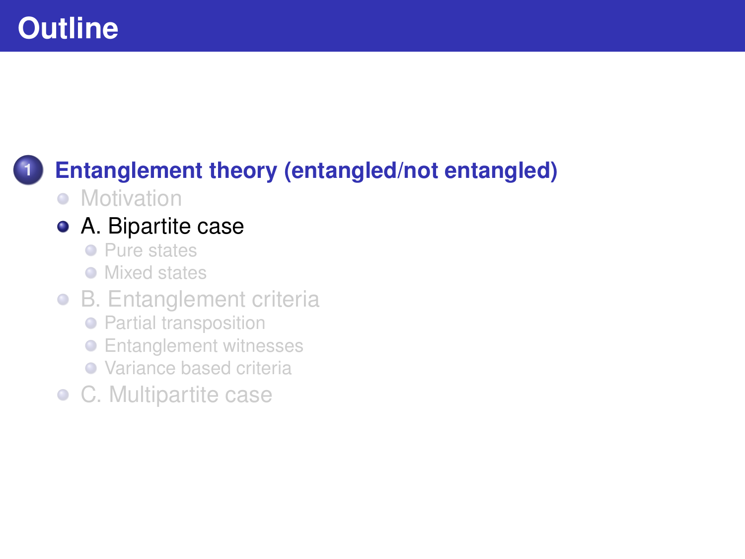# Outline

1. **Entanglement theory (entangled/not entangled)**
   - Motivation
   - A. Bipartite case
     - Pure states
     - Mixed states
   - B. Entanglement criteria
     - Partial transposition
     - Entanglement witnesses
     - Variance based criteria
   - C. Multipartite case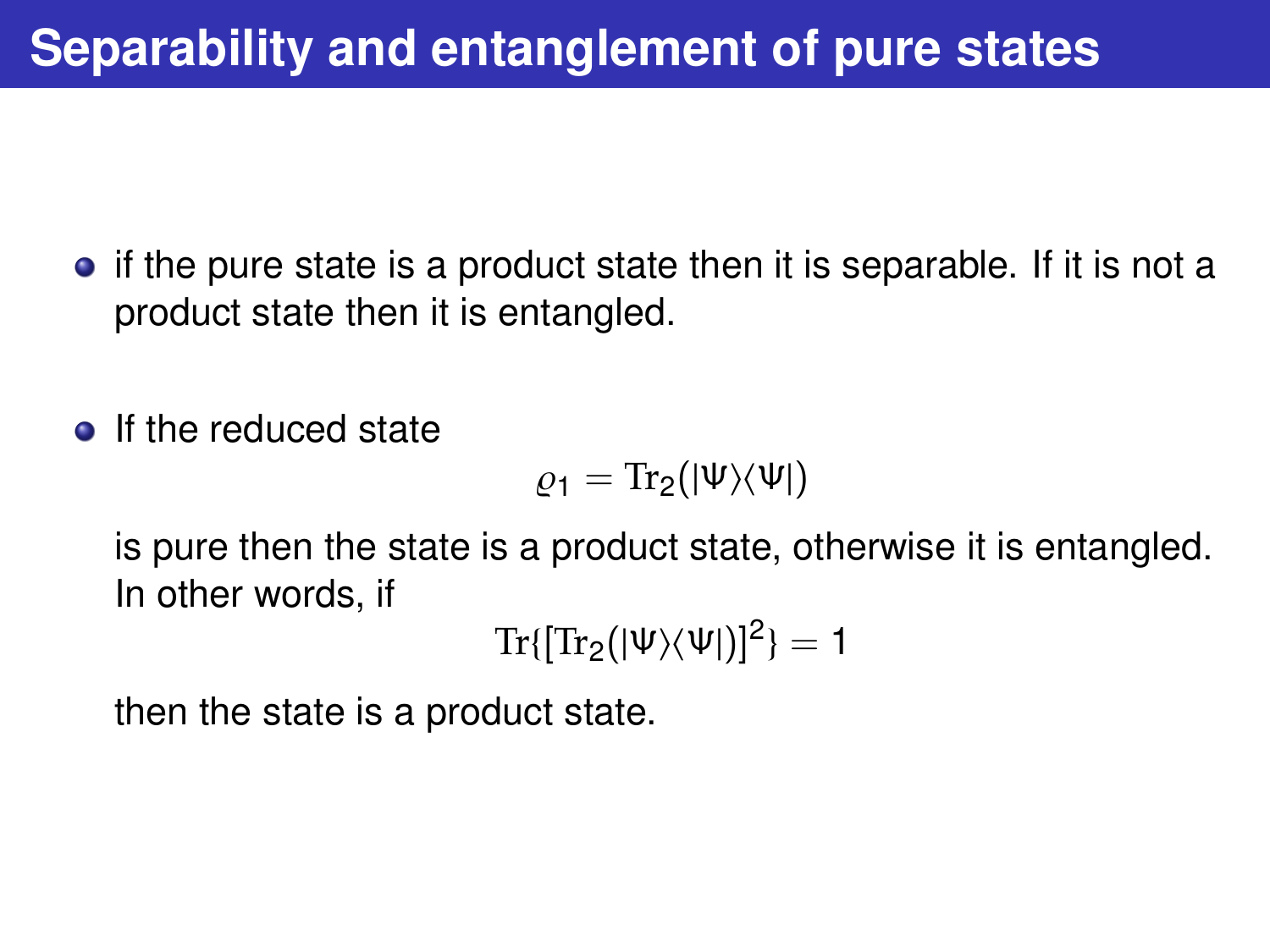# Separability and entanglement of pure states

- if the pure state is a product state then it is separable. If it is not a product state then it is entangled.

- If the reduced state

$$\varrho_1 = \mathrm{Tr}_2(|\Psi\rangle\langle\Psi|)$$

  is pure then the state is a product state, otherwise it is entangled. In other words, if

$$\mathrm{Tr}\{[\mathrm{Tr}_2(|\Psi\rangle\langle\Psi|)]^2\} = 1$$

  then the state is a product state.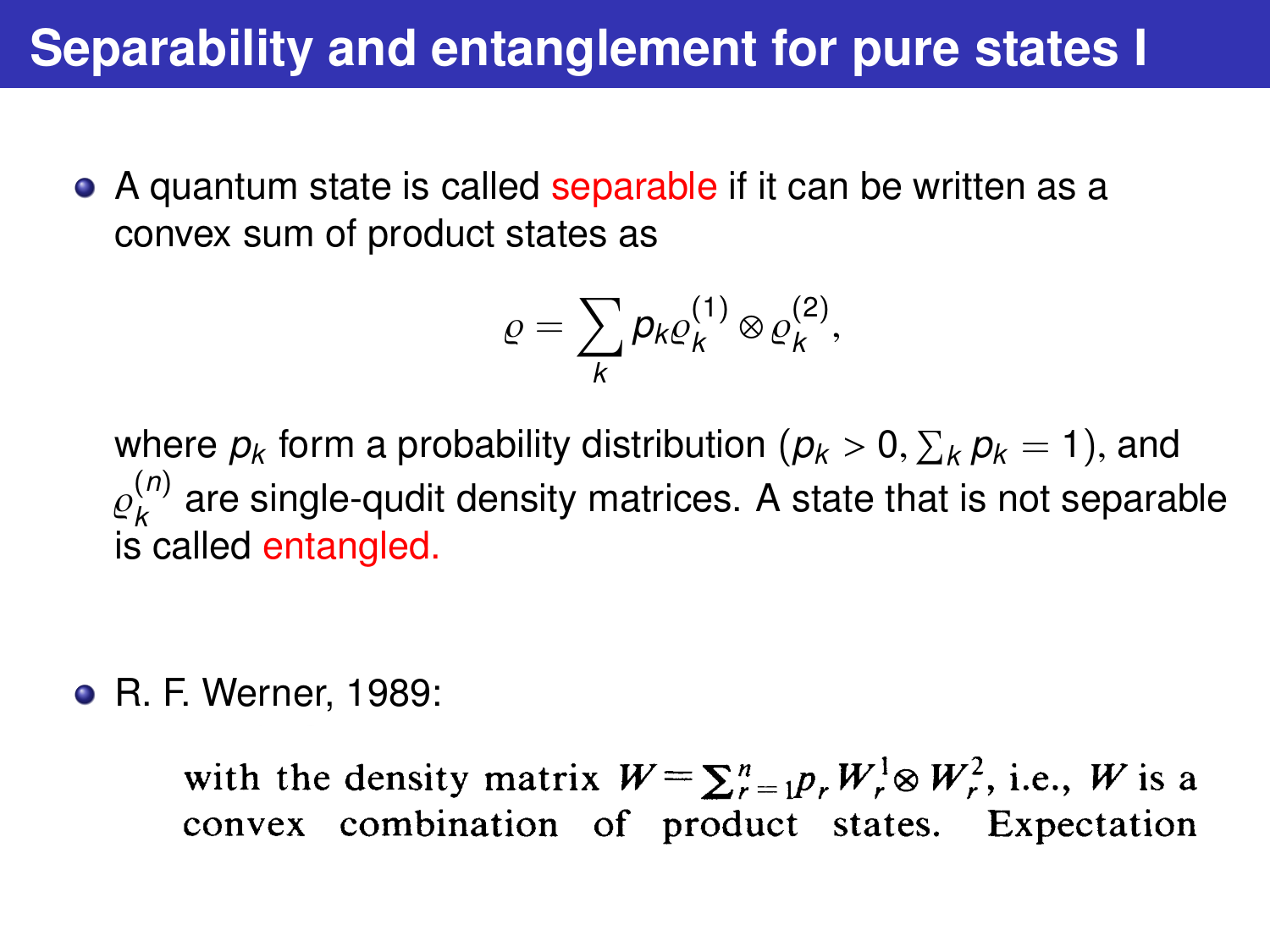# Separability and entanglement for pure states I

- A quantum state is called separable if it can be written as a convex sum of product states as

$$\varrho = \sum_k p_k \varrho_k^{(1)} \otimes \varrho_k^{(2)},$$

where $p_k$ form a probability distribution ($p_k > 0, \sum_k p_k = 1$), and $\varrho_k^{(n)}$ are single-qudit density matrices. A state that is not separable is called entangled.

- R. F. Werner, 1989:

with the density matrix $W = \sum_{r=1}^{n} p_r W_r^1 \otimes W_r^2$, i.e., $W$ is a convex combination of product states. Expectation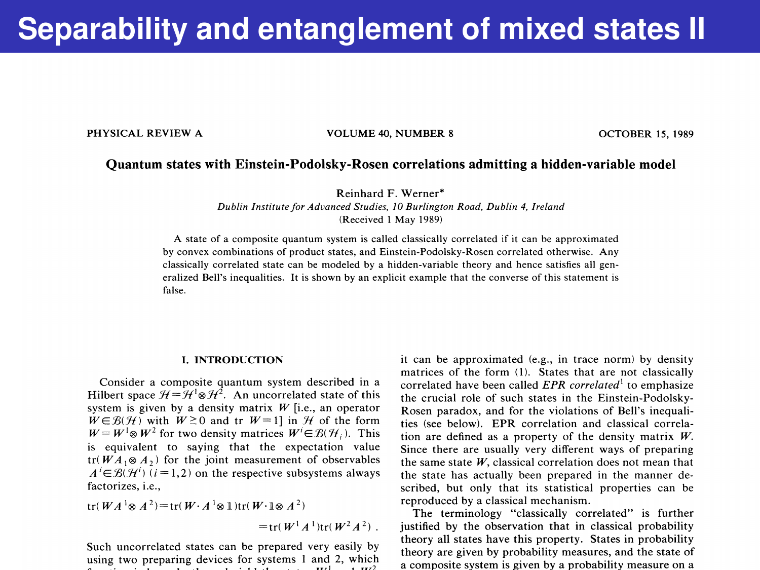# Separability and entanglement of mixed states II

PHYSICAL REVIEW A VOLUME 40, NUMBER 8 OCTOBER 15, 1989

## Quantum states with Einstein-Podolsky-Rosen correlations admitting a hidden-variable model

Reinhard F. Werner*

*Dublin Institute for Advanced Studies, 10 Burlington Road, Dublin 4, Ireland*

(Received 1 May 1989)

A state of a composite quantum system is called classically correlated if it can be approximated by convex combinations of product states, and Einstein-Podolsky-Rosen correlated otherwise. Any classically correlated state can be modeled by a hidden-variable theory and hence satisfies all generalized Bell's inequalities. It is shown by an explicit example that the converse of this statement is false.

### I. INTRODUCTION

Consider a composite quantum system described in a Hilbert space $\mathcal{H}=\mathcal{H}^1\otimes\mathcal{H}^2$. An uncorrelated state of this system is given by a density matrix $W$ [i.e., an operator $W\in\mathcal{B}(\mathcal{H})$ with $W\geq 0$ and $\mathrm{tr}\, W=1$] in $\mathcal{H}$ of the form $W=W^1\otimes W^2$ for two density matrices $W^i\in\mathcal{B}(\mathcal{H}_i)$. This is equivalent to saying that the expectation value $\mathrm{tr}(WA_1\otimes A_2)$ for the joint measurement of observables $A^i\in\mathcal{B}(\mathcal{H}^i)$ $(i=1,2)$ on the respective subsystems always factorizes, i.e.,

$$\mathrm{tr}(WA^1\otimes A^2)=\mathrm{tr}(W\cdot A^1\otimes \mathbb{1})\mathrm{tr}(W\cdot \mathbb{1}\otimes A^2)$$
$$=\mathrm{tr}(W^1A^1)\mathrm{tr}(W^2A^2)\ .$$

Such uncorrelated states can be prepared very easily by using two preparing devices for systems 1 and 2, which

it can be approximated (e.g., in trace norm) by density matrices of the form (1). States that are not classically correlated have been called *EPR correlated*[1] to emphasize the crucial role of such states in the Einstein-Podolsky-Rosen paradox, and for the violations of Bell's inequalities (see below). EPR correlation and classical correlation are defined as a property of the density matrix $W$. Since there are usually very different ways of preparing the same state $W$, classical correlation does not mean that the state has actually been prepared in the manner described, but only that its statistical properties can be reproduced by a classical mechanism.

The terminology "classically correlated" is further justified by the observation that in classical probability theory all states have this property. States in probability theory are given by probability measures, and the state of a composite system is given by a probability measure on a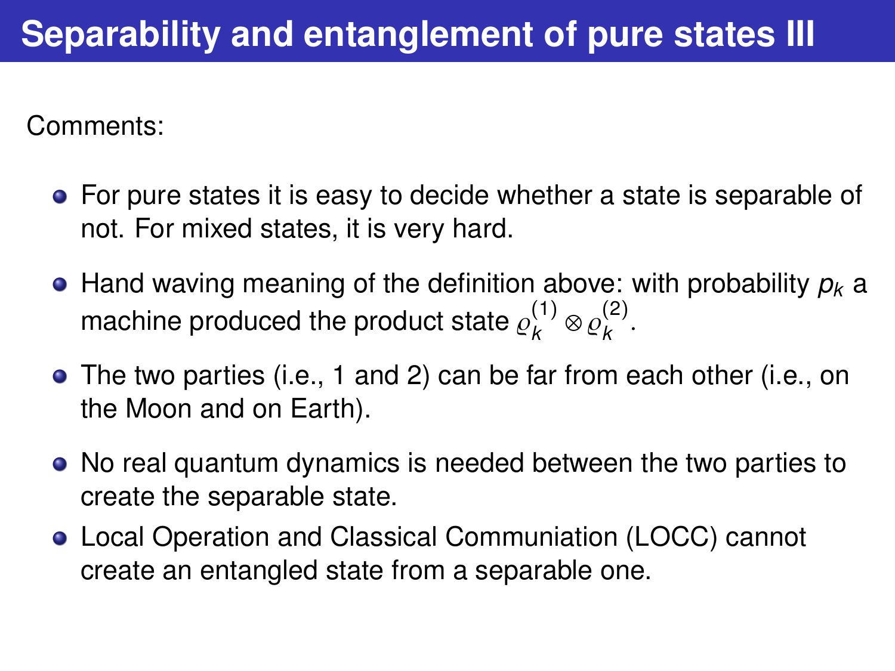# Separability and entanglement of pure states III

Comments:

- For pure states it is easy to decide whether a state is separable of not. For mixed states, it is very hard.
- Hand waving meaning of the definition above: with probability $p_k$ a machine produced the product state $\varrho_k^{(1)} \otimes \varrho_k^{(2)}$.
- The two parties (i.e., 1 and 2) can be far from each other (i.e., on the Moon and on Earth).
- No real quantum dynamics is needed between the two parties to create the separable state.
- Local Operation and Classical Communiation (LOCC) cannot create an entangled state from a separable one.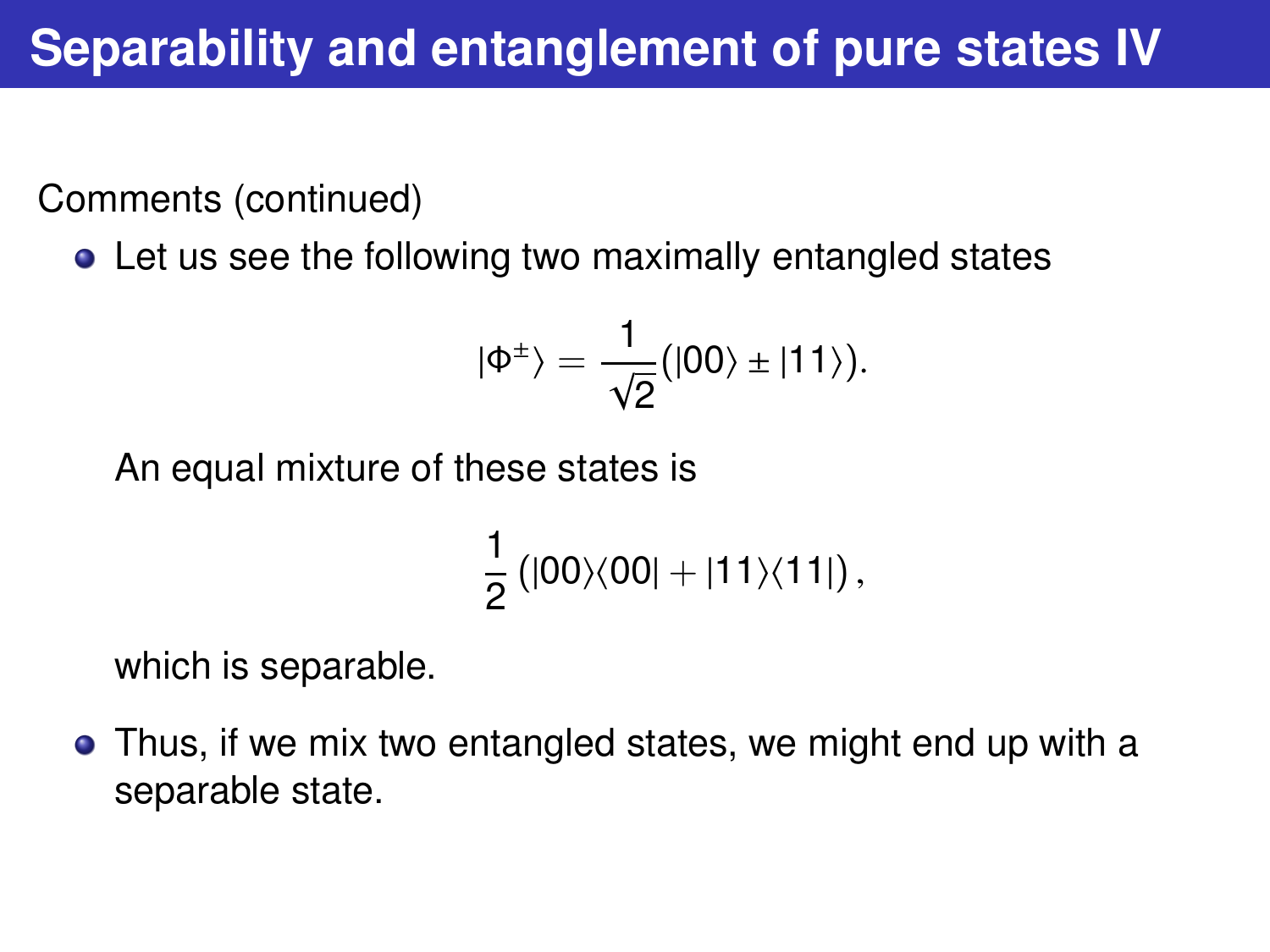# Separability and entanglement of pure states IV

Comments (continued)

- Let us see the following two maximally entangled states

$$|\Phi^{\pm}\rangle = \frac{1}{\sqrt{2}}(|00\rangle \pm |11\rangle).$$

  An equal mixture of these states is

$$\frac{1}{2}\left(|00\rangle\langle 00| + |11\rangle\langle 11|\right),$$

  which is separable.

- Thus, if we mix two entangled states, we might end up with a separable state.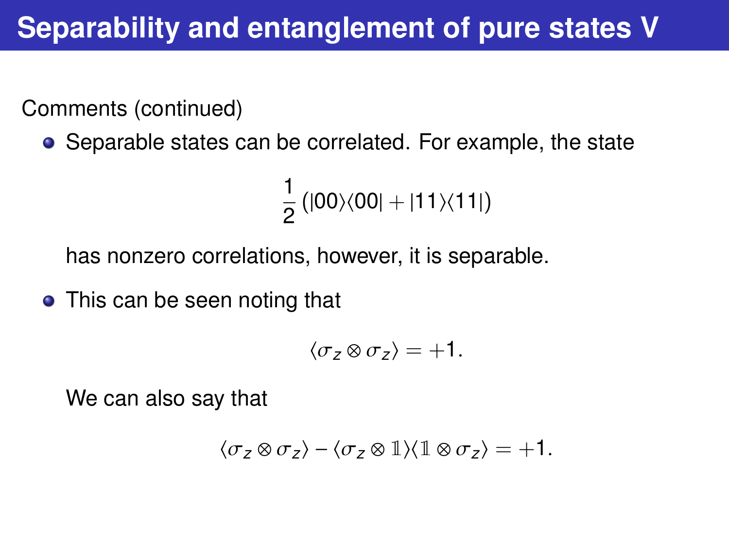# Separability and entanglement of pure states V

Comments (continued)

- Separable states can be correlated. For example, the state

$$\frac{1}{2}\left(|00\rangle\langle 00| + |11\rangle\langle 11|\right)$$

has nonzero correlations, however, it is separable.

- This can be seen noting that

$$\langle \sigma_z \otimes \sigma_z \rangle = +1.$$

We can also say that

$$\langle \sigma_z \otimes \sigma_z \rangle - \langle \sigma_z \otimes \mathbb{1} \rangle \langle \mathbb{1} \otimes \sigma_z \rangle = +1.$$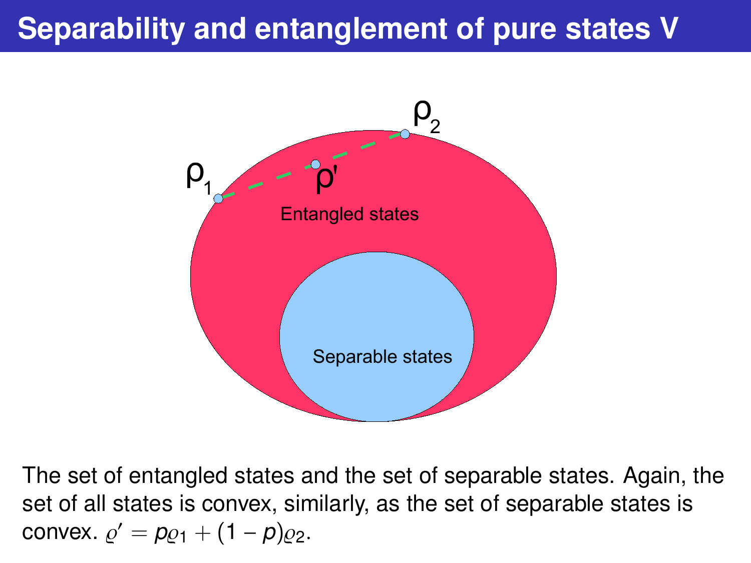# Separability and entanglement of pure states V

The set of entangled states and the set of separable states. Again, the set of all states is convex, similarly, as the set of separable states is convex. $\varrho' = p\varrho_1 + (1 - p)\varrho_2$.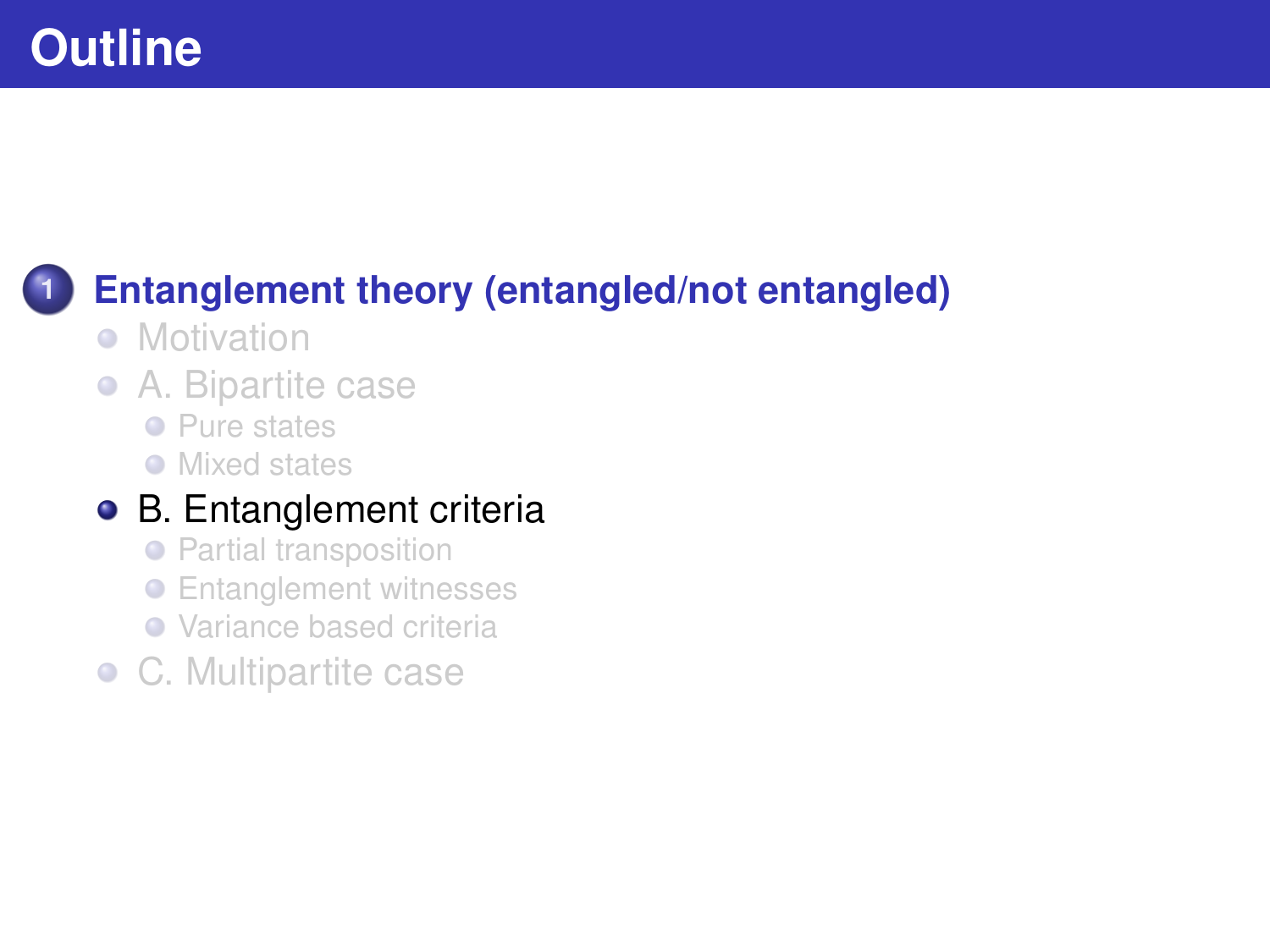# Outline

1. **Entanglement theory (entangled/not entangled)**
   - Motivation
   - A. Bipartite case
     - Pure states
     - Mixed states
   - B. Entanglement criteria
     - Partial transposition
     - Entanglement witnesses
     - Variance based criteria
   - C. Multipartite case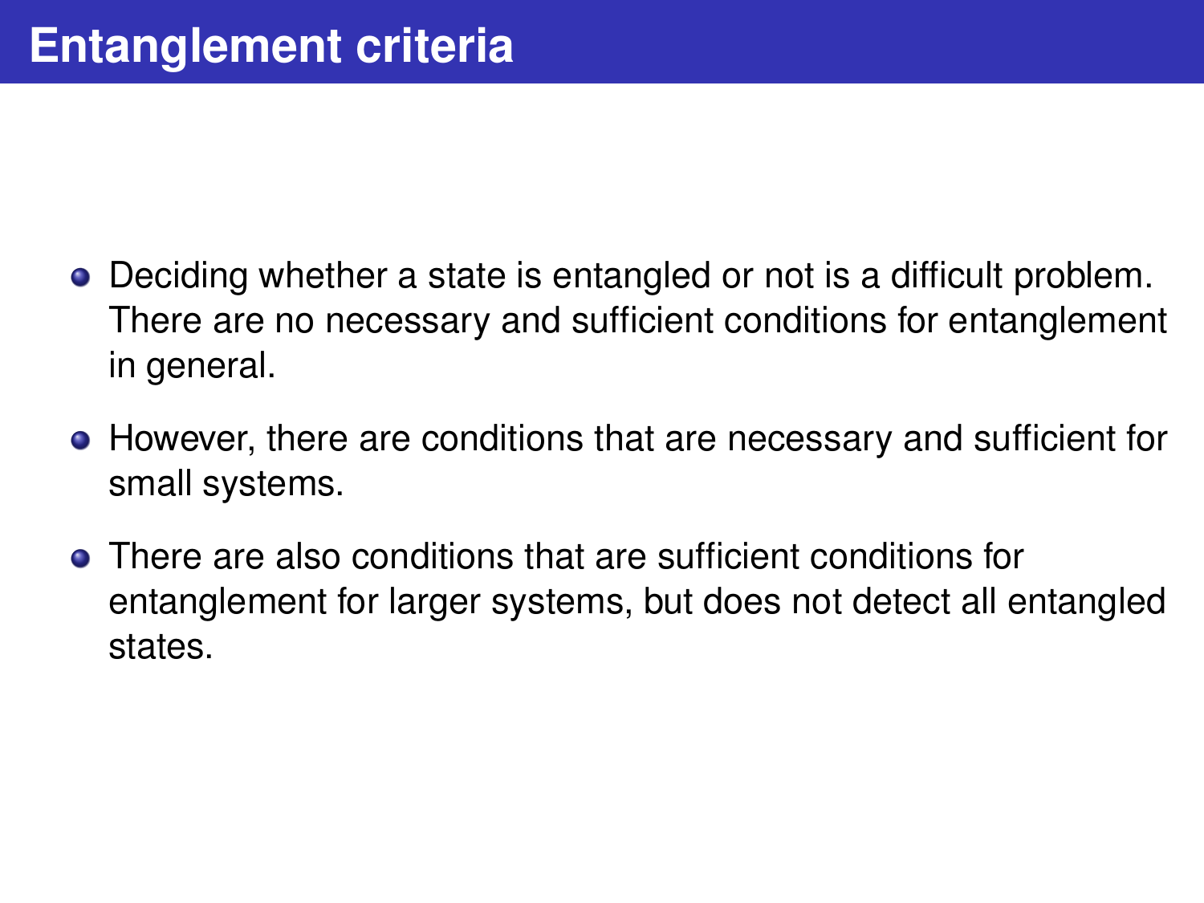# Entanglement criteria

- Deciding whether a state is entangled or not is a difficult problem. There are no necessary and sufficient conditions for entanglement in general.
- However, there are conditions that are necessary and sufficient for small systems.
- There are also conditions that are sufficient conditions for entanglement for larger systems, but does not detect all entangled states.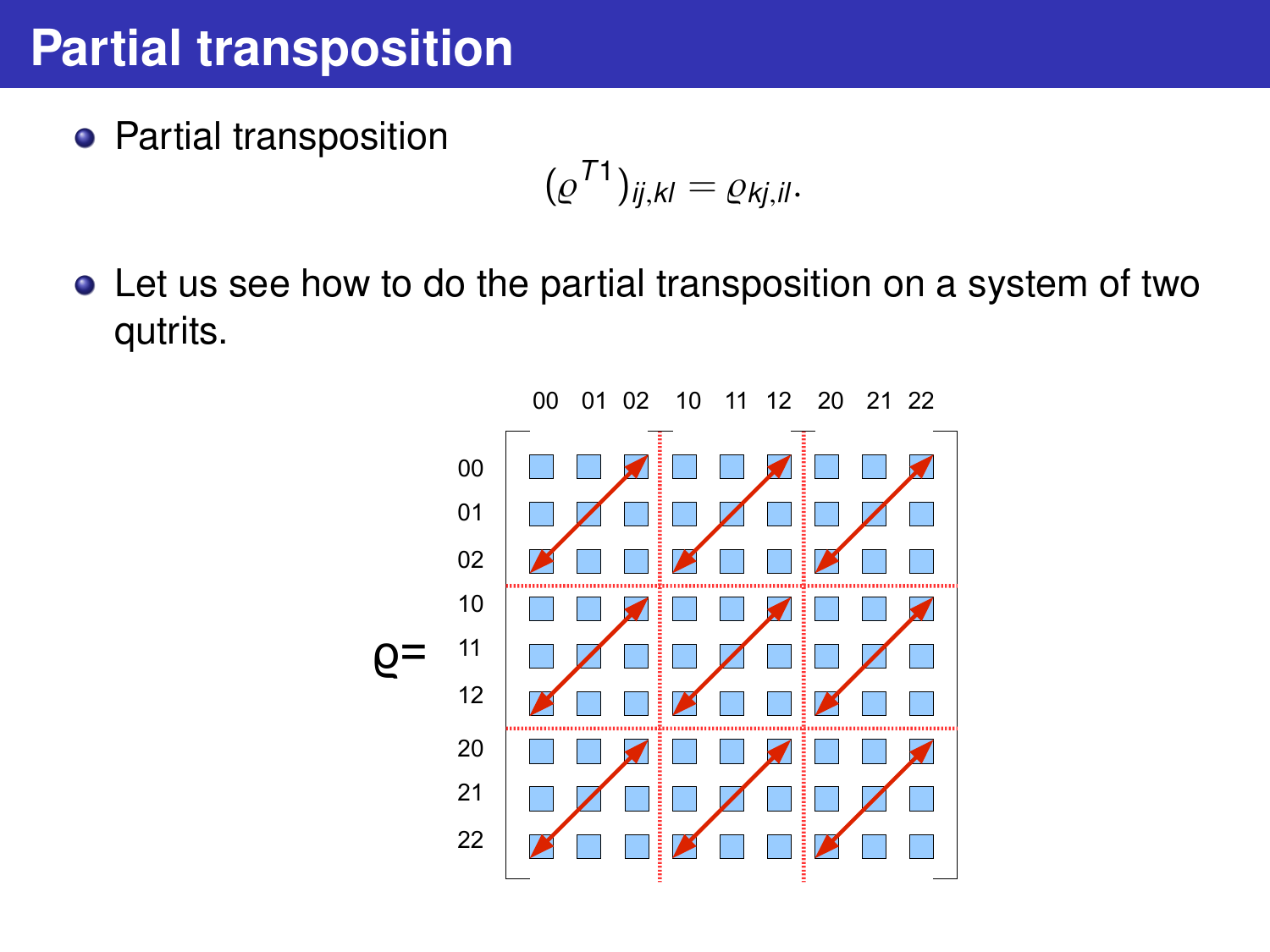# Partial transposition

- Partial transposition

$$(\varrho^{T1})_{ij,kl} = \varrho_{kj,il}.$$

- Let us see how to do the partial transposition on a system of two qutrits.

$\varrho=$

|  | 00 | 01 | 02 | 10 | 11 | 12 | 20 | 21 | 22 |
|---|---|---|---|---|---|---|---|---|---|
| 00 | | | | | | | | | |
| 01 | | | | | | | | | |
| 02 | | | | | | | | | |
| 10 | | | | | | | | | |
| 11 | | | | | | | | | |
| 12 | | | | | | | | | |
| 20 | | | | | | | | | |
| 21 | | | | | | | | | |
| 22 | | | | | | | | | |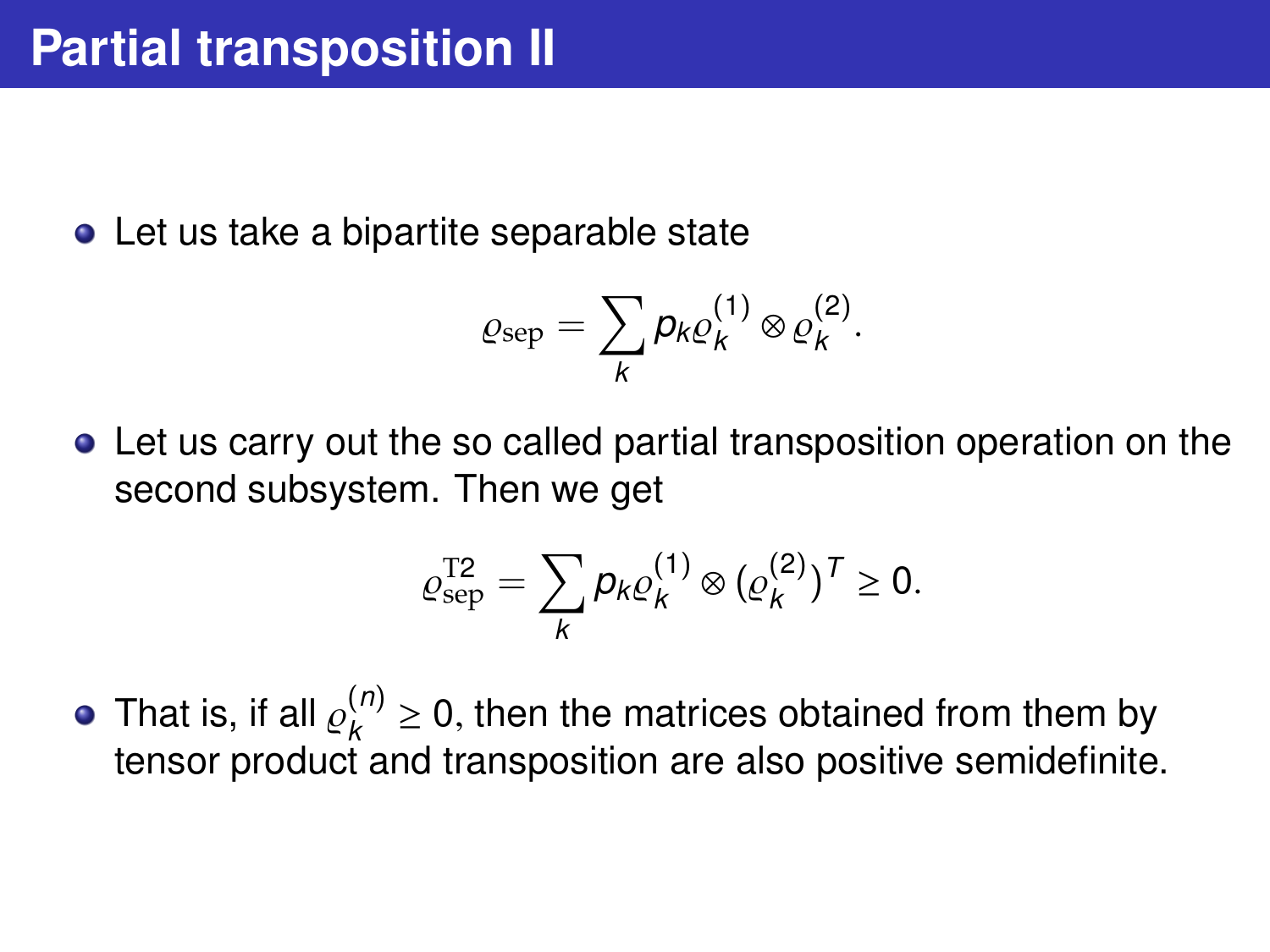# Partial transposition II

- Let us take a bipartite separable state

$$\varrho_{\rm sep} = \sum_k p_k \varrho_k^{(1)} \otimes \varrho_k^{(2)}.$$

- Let us carry out the so called partial transposition operation on the second subsystem. Then we get

$$\varrho_{\rm sep}^{\rm T2} = \sum_k p_k \varrho_k^{(1)} \otimes (\varrho_k^{(2)})^T \geq 0.$$

- That is, if all $\varrho_k^{(n)} \geq 0$, then the matrices obtained from them by tensor product and transposition are also positive semidefinite.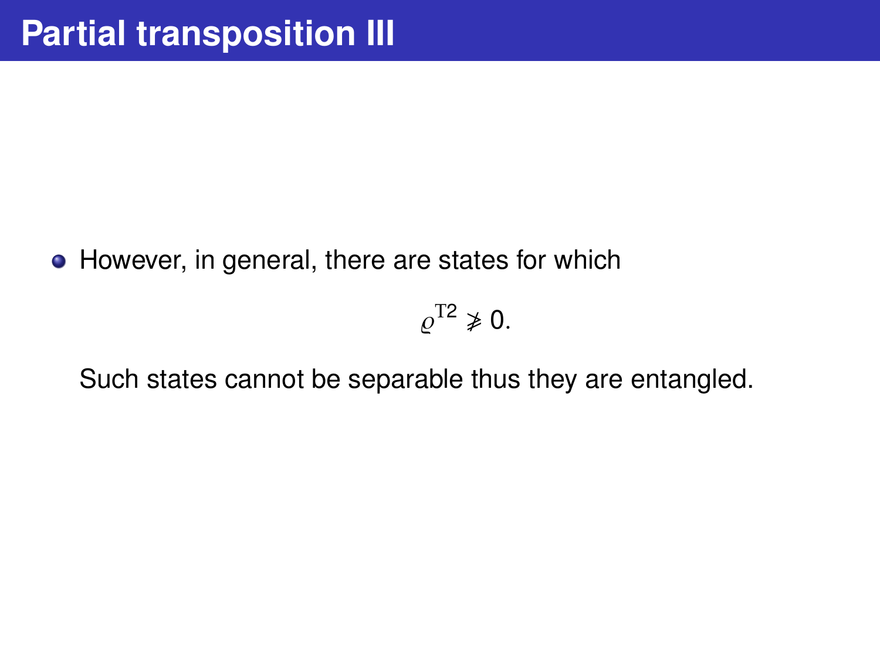# Partial transposition III

- However, in general, there are states for which

$$\varrho^{T2} \ngeq 0.$$

Such states cannot be separable thus they are entangled.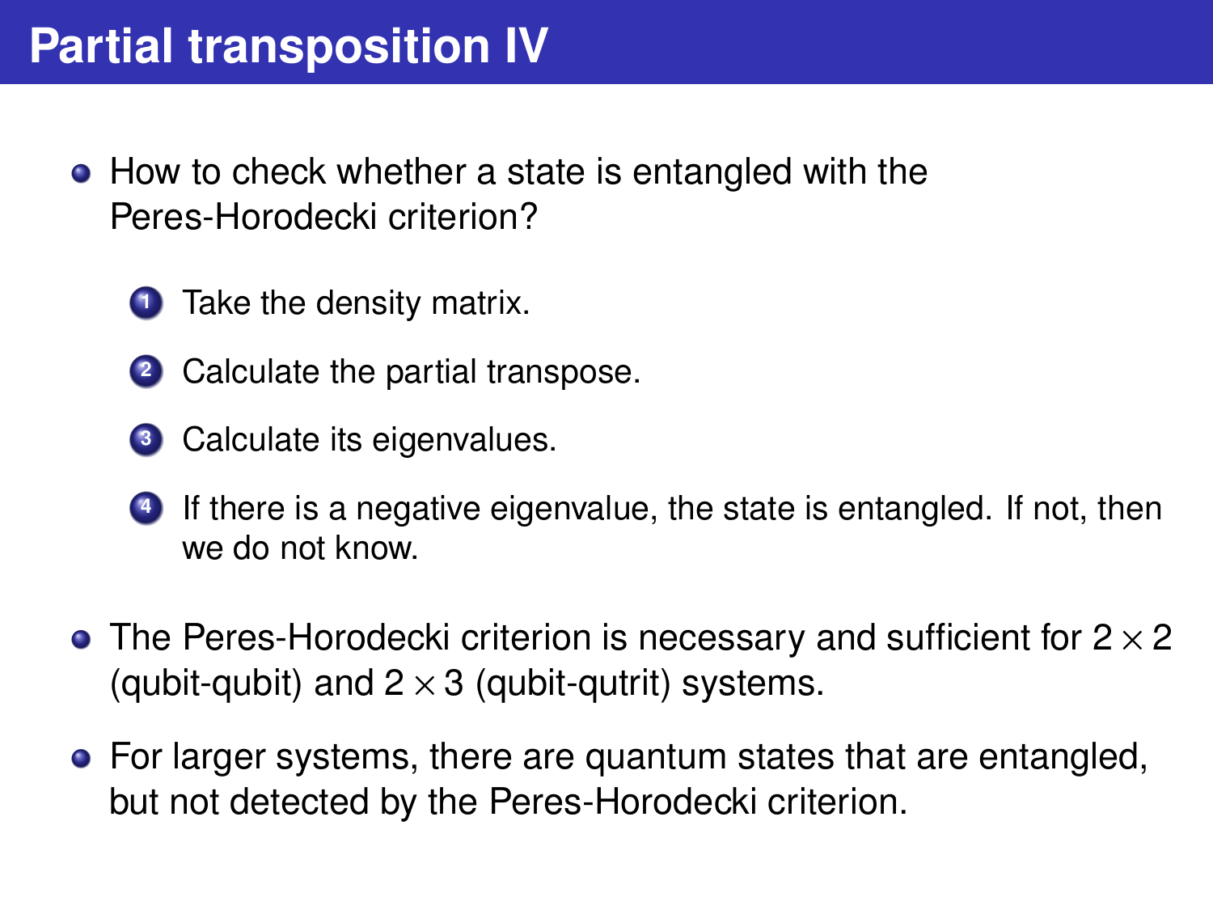# Partial transposition IV

- How to check whether a state is entangled with the Peres-Horodecki criterion?
  1. Take the density matrix.
  2. Calculate the partial transpose.
  3. Calculate its eigenvalues.
  4. If there is a negative eigenvalue, the state is entangled. If not, then we do not know.
- The Peres-Horodecki criterion is necessary and sufficient for $2 \times 2$ (qubit-qubit) and $2 \times 3$ (qubit-qutrit) systems.
- For larger systems, there are quantum states that are entangled, but not detected by the Peres-Horodecki criterion.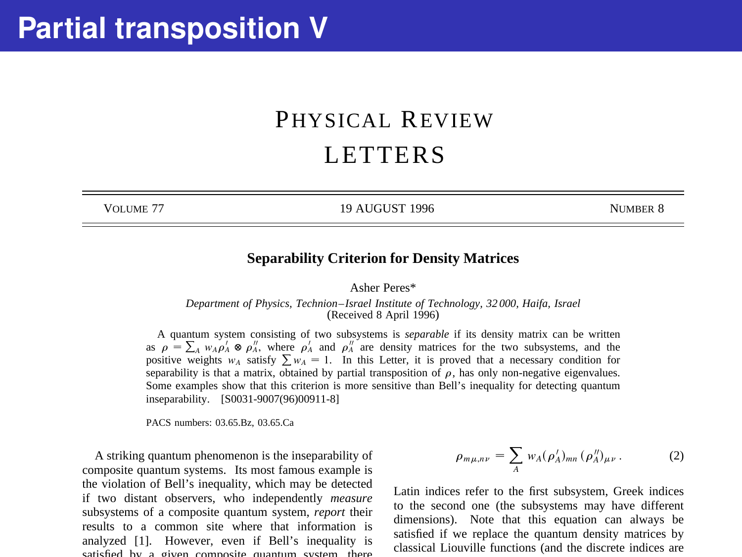# Partial transposition V

PHYSICAL REVIEW LETTERS

VOLUME 77 | 19 AUGUST 1996 | NUMBER 8

## Separability Criterion for Density Matrices

Asher Peres*

*Department of Physics, Technion–Israel Institute of Technology, 32 000, Haifa, Israel*
(Received 8 April 1996)

A quantum system consisting of two subsystems is *separable* if its density matrix can be written as $\rho = \sum_A w_A \rho'_A \otimes \rho''_A$, where $\rho'_A$ and $\rho''_A$ are density matrices for the two subsystems, and the positive weights $w_A$ satisfy $\sum w_A = 1$. In this Letter, it is proved that a necessary condition for separability is that a matrix, obtained by partial transposition of $\rho$, has only non-negative eigenvalues. Some examples show that this criterion is more sensitive than Bell's inequality for detecting quantum inseparability. [S0031-9007(96)00911-8]

PACS numbers: 03.65.Bz, 03.65.Ca

A striking quantum phenomenon is the inseparability of composite quantum systems. Its most famous example is the violation of Bell's inequality, which may be detected if two distant observers, who independently *measure* subsystems of a composite quantum system, *report* their results to a common site where that information is analyzed [1]. However, even if Bell's inequality is satisfied by a given composite quantum system, there

$$\rho_{m\mu,n\nu} = \sum_A w_A (\rho'_A)_{mn} (\rho''_A)_{\mu\nu} . \tag{2}$$

Latin indices refer to the first subsystem, Greek indices to the second one (the subsystems may have different dimensions). Note that this equation can always be satisfied if we replace the quantum density matrices by classical Liouville functions (and the discrete indices are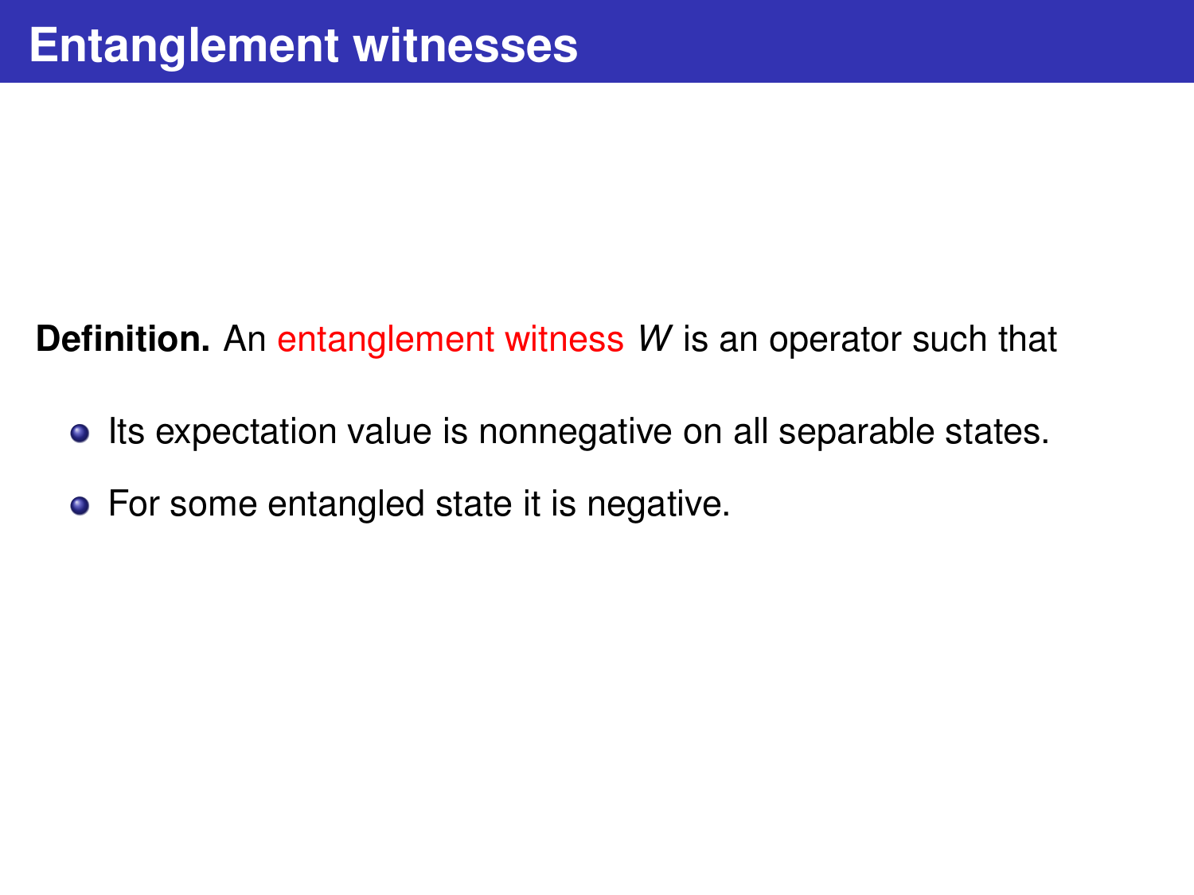# Entanglement witnesses

**Definition.** An entanglement witness $W$ is an operator such that

- Its expectation value is nonnegative on all separable states.
- For some entangled state it is negative.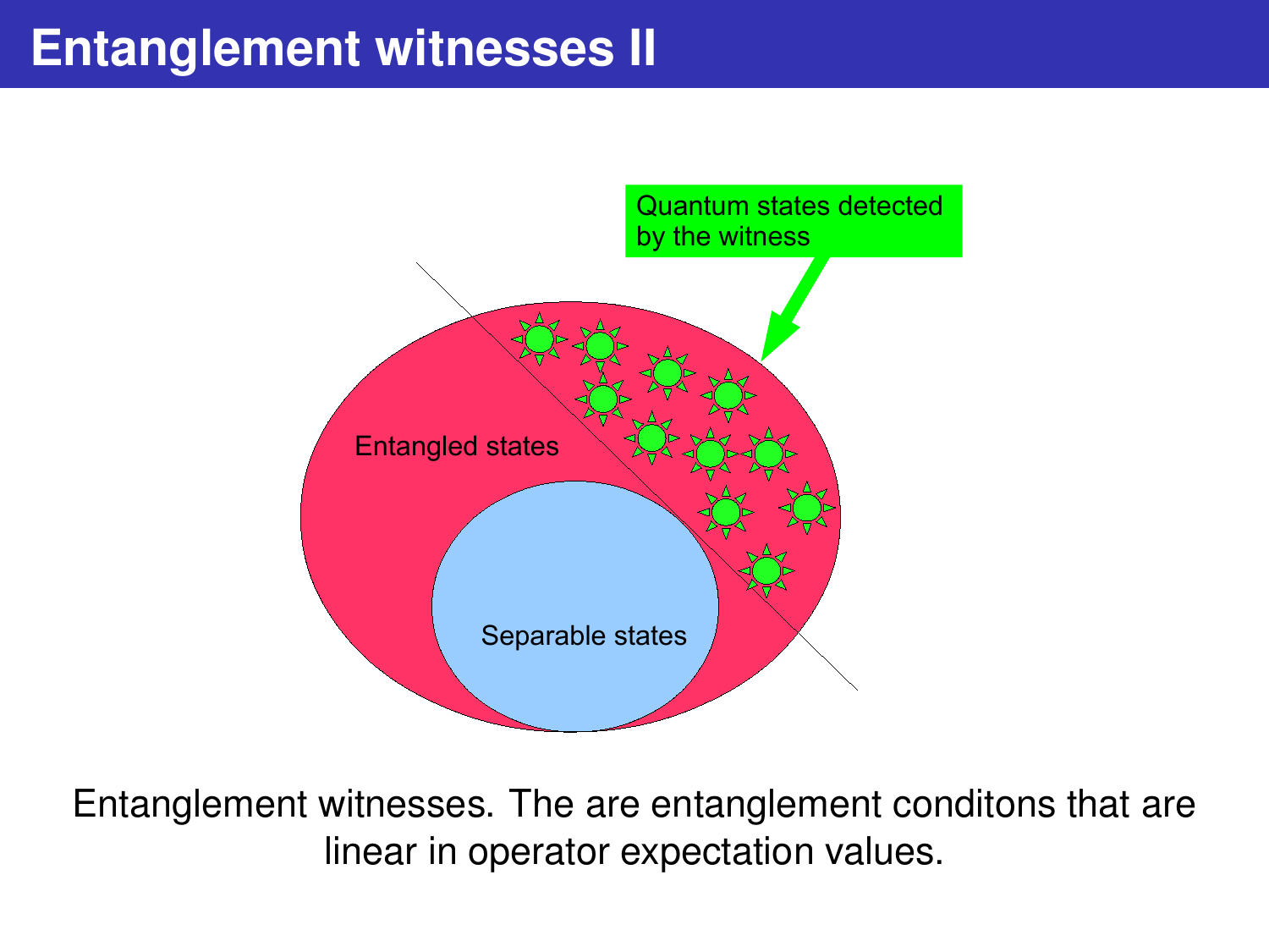# Entanglement witnesses II

Quantum states detected by the witness

Entangled states

Separable states

Entanglement witnesses. The are entanglement conditons that are linear in operator expectation values.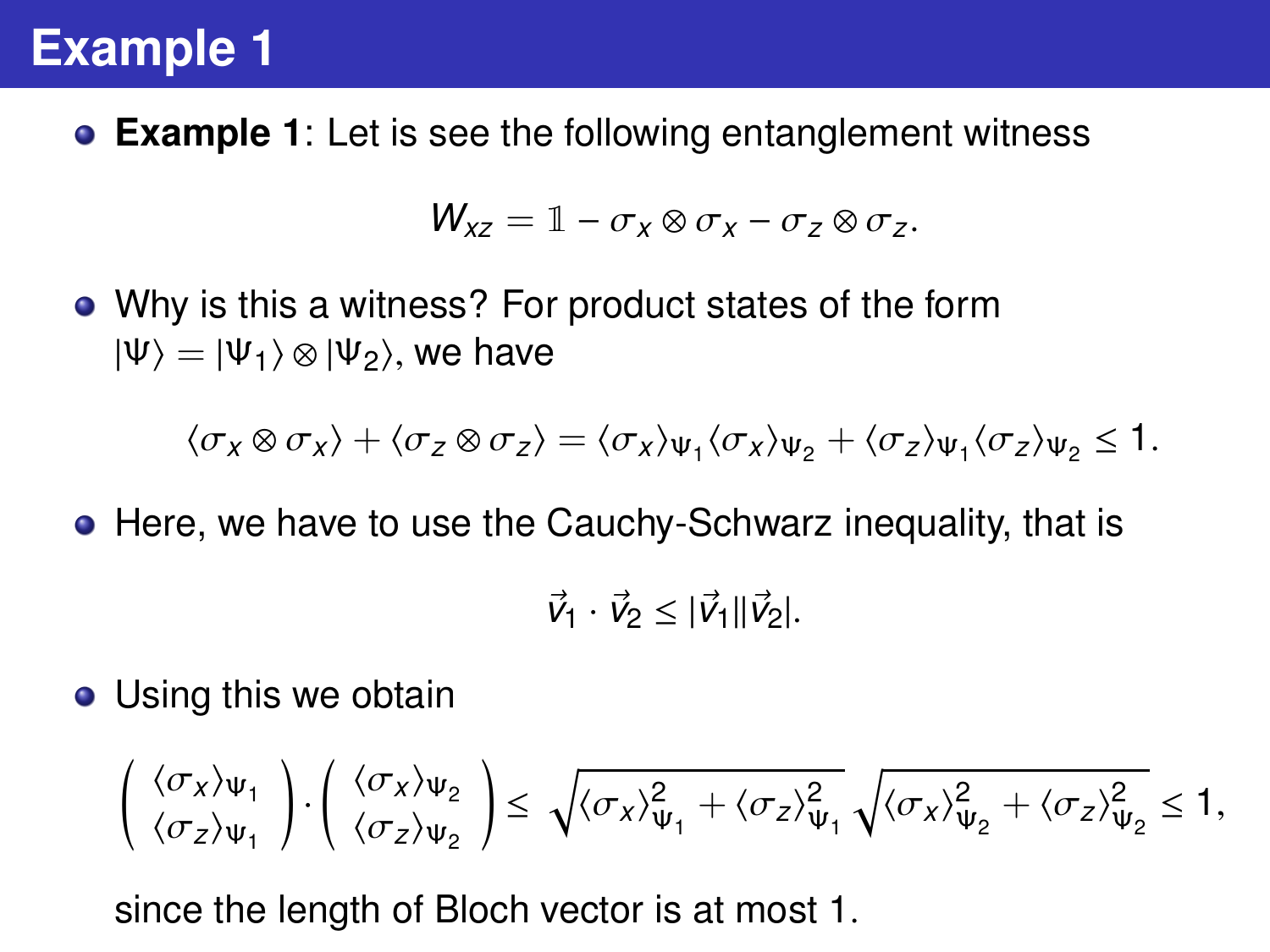# Example 1

- **Example 1**: Let is see the following entanglement witness

$$W_{xz} = \mathbb{1} - \sigma_x \otimes \sigma_x - \sigma_z \otimes \sigma_z.$$

- Why is this a witness? For product states of the form $|\Psi\rangle = |\Psi_1\rangle \otimes |\Psi_2\rangle$, we have

$$\langle \sigma_x \otimes \sigma_x \rangle + \langle \sigma_z \otimes \sigma_z \rangle = \langle \sigma_x \rangle_{\Psi_1} \langle \sigma_x \rangle_{\Psi_2} + \langle \sigma_z \rangle_{\Psi_1} \langle \sigma_z \rangle_{\Psi_2} \leq 1.$$

- Here, we have to use the Cauchy-Schwarz inequality, that is

$$\vec{v}_1 \cdot \vec{v}_2 \leq |\vec{v}_1||\vec{v}_2|.$$

- Using this we obtain

$$\begin{pmatrix} \langle \sigma_x \rangle_{\Psi_1} \\ \langle \sigma_z \rangle_{\Psi_1} \end{pmatrix} \cdot \begin{pmatrix} \langle \sigma_x \rangle_{\Psi_2} \\ \langle \sigma_z \rangle_{\Psi_2} \end{pmatrix} \leq \sqrt{\langle \sigma_x \rangle_{\Psi_1}^2 + \langle \sigma_z \rangle_{\Psi_1}^2} \sqrt{\langle \sigma_x \rangle_{\Psi_2}^2 + \langle \sigma_z \rangle_{\Psi_2}^2} \leq 1,$$

since the length of Bloch vector is at most 1.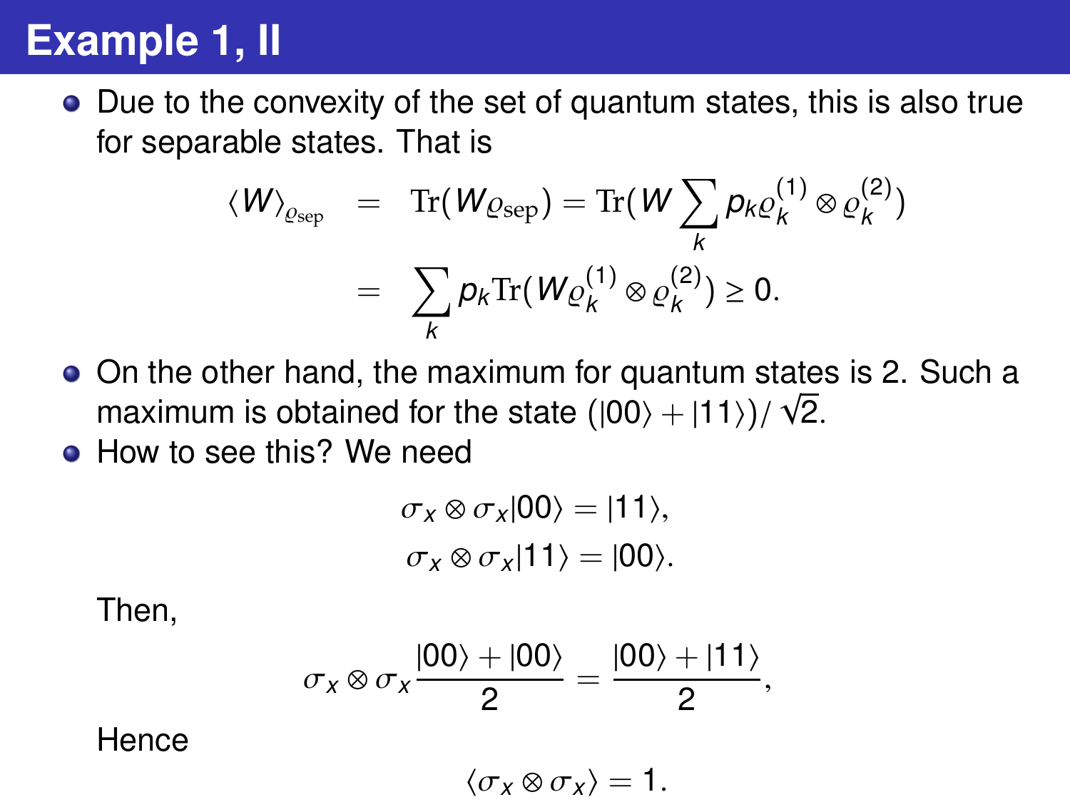# Example 1, II

- Due to the convexity of the set of quantum states, this is also true for separable states. That is

$$
\begin{aligned}
\langle W \rangle_{\varrho_{\rm sep}} &= \mathrm{Tr}(W\varrho_{\rm sep}) = \mathrm{Tr}(W \sum_k p_k \varrho_k^{(1)} \otimes \varrho_k^{(2)}) \\
&= \sum_k p_k \mathrm{Tr}(W\varrho_k^{(1)} \otimes \varrho_k^{(2)}) \geq 0.
\end{aligned}
$$

- On the other hand, the maximum for quantum states is 2. Such a maximum is obtained for the state $(|00\rangle + |11\rangle)/\sqrt{2}$.
- How to see this? We need

$$
\begin{aligned}
\sigma_x \otimes \sigma_x |00\rangle &= |11\rangle, \\
\sigma_x \otimes \sigma_x |11\rangle &= |00\rangle.
\end{aligned}
$$

Then,

$$
\sigma_x \otimes \sigma_x \frac{|00\rangle + |00\rangle}{2} = \frac{|00\rangle + |11\rangle}{2},
$$

Hence

$$
\langle \sigma_x \otimes \sigma_x \rangle = 1.
$$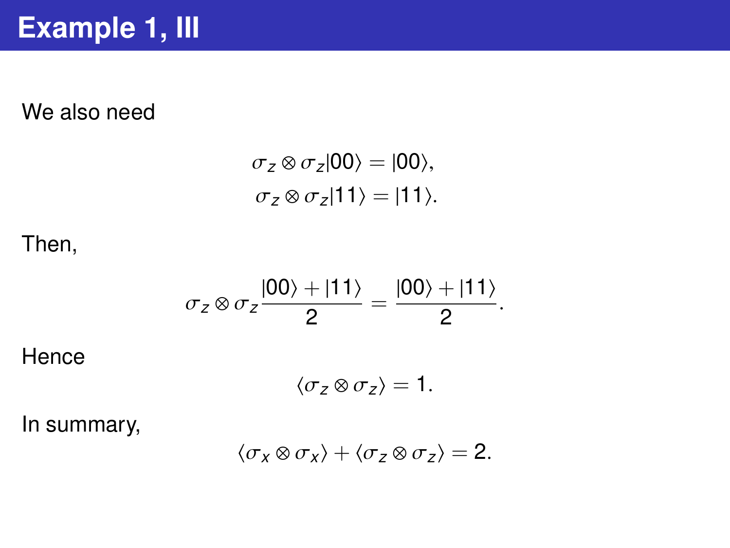# Example 1, III

We also need

$$\sigma_z \otimes \sigma_z |00\rangle = |00\rangle,$$
$$\sigma_z \otimes \sigma_z |11\rangle = |11\rangle.$$

Then,

$$\sigma_z \otimes \sigma_z \frac{|00\rangle + |11\rangle}{2} = \frac{|00\rangle + |11\rangle}{2}.$$

Hence

$$\langle \sigma_z \otimes \sigma_z \rangle = 1.$$

In summary,

$$\langle \sigma_x \otimes \sigma_x \rangle + \langle \sigma_z \otimes \sigma_z \rangle = 2.$$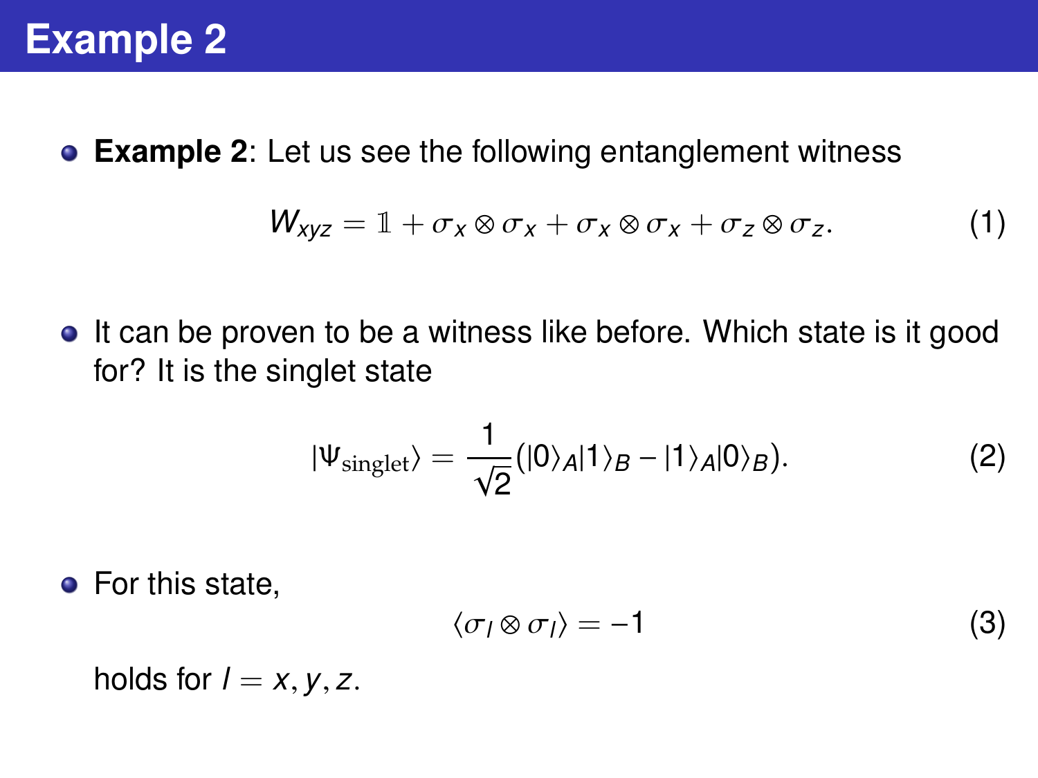# Example 2

- **Example 2**: Let us see the following entanglement witness

$$W_{xyz} = \mathbb{1} + \sigma_x \otimes \sigma_x + \sigma_x \otimes \sigma_x + \sigma_z \otimes \sigma_z. \tag{1}$$

- It can be proven to be a witness like before. Which state is it good for? It is the singlet state

$$|\Psi_{\text{singlet}}\rangle = \frac{1}{\sqrt{2}}(|0\rangle_A|1\rangle_B - |1\rangle_A|0\rangle_B). \tag{2}$$

- For this state,

$$\langle \sigma_l \otimes \sigma_l \rangle = -1 \tag{3}$$

holds for $l = x, y, z$.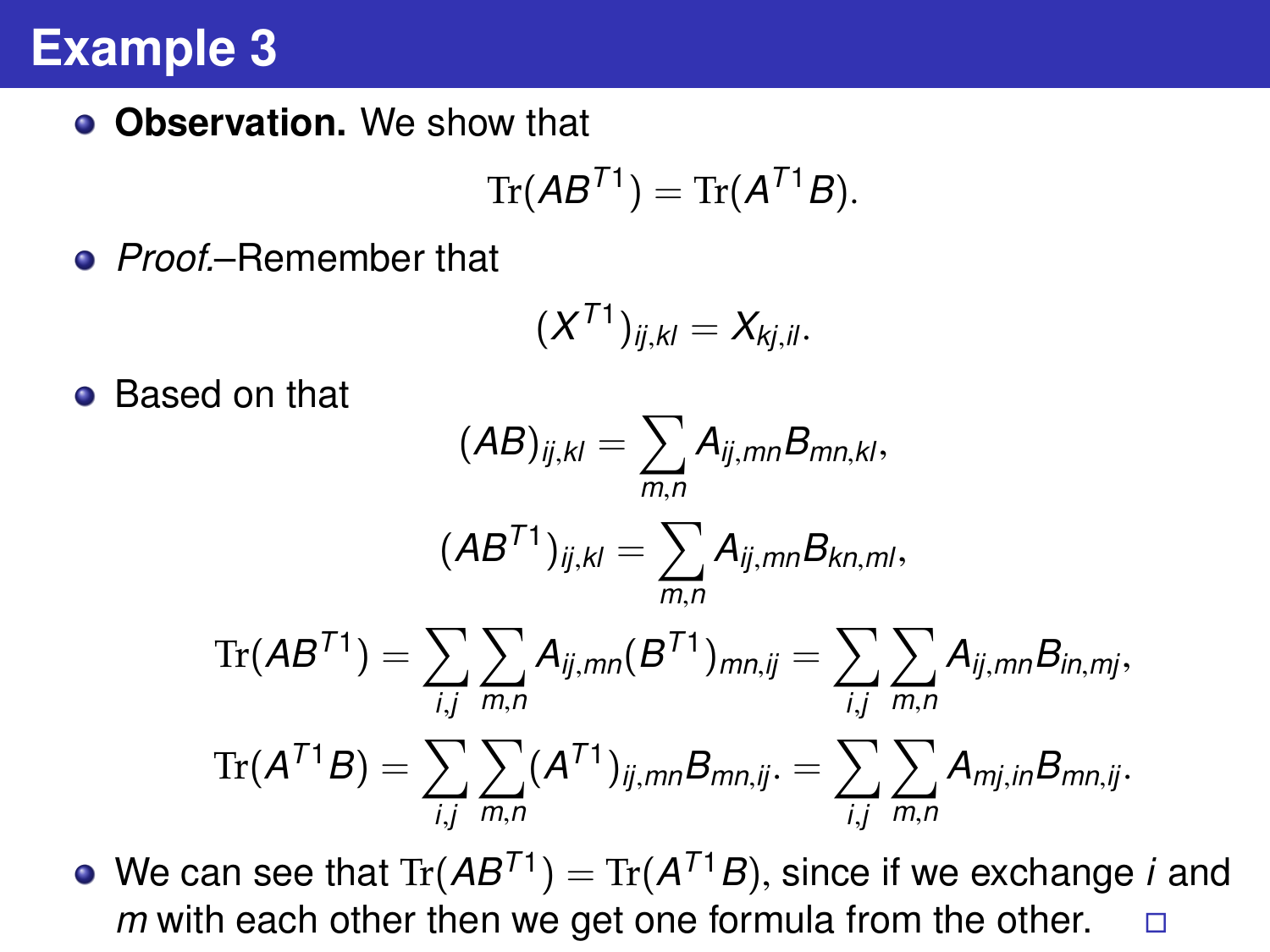# Example 3

- **Observation.** We show that

$$\mathrm{Tr}(AB^{T1}) = \mathrm{Tr}(A^{T1}B).$$

- *Proof.*–Remember that

$$(X^{T1})_{ij,kl} = X_{kj,il}.$$

- Based on that

$$(AB)_{ij,kl} = \sum_{m,n} A_{ij,mn}B_{mn,kl},$$

$$(AB^{T1})_{ij,kl} = \sum_{m,n} A_{ij,mn}B_{kn,ml},$$

$$\mathrm{Tr}(AB^{T1}) = \sum_{i,j}\sum_{m,n} A_{ij,mn}(B^{T1})_{mn,ij} = \sum_{i,j}\sum_{m,n} A_{ij,mn}B_{in,mj},$$

$$\mathrm{Tr}(A^{T1}B) = \sum_{i,j}\sum_{m,n}(A^{T1})_{ij,mn}B_{mn,ij}. = \sum_{i,j}\sum_{m,n} A_{mj,in}B_{mn,ij}.$$

- We can see that $\mathrm{Tr}(AB^{T1}) = \mathrm{Tr}(A^{T1}B)$, since if we exchange $i$ and $m$ with each other then we get one formula from the other. □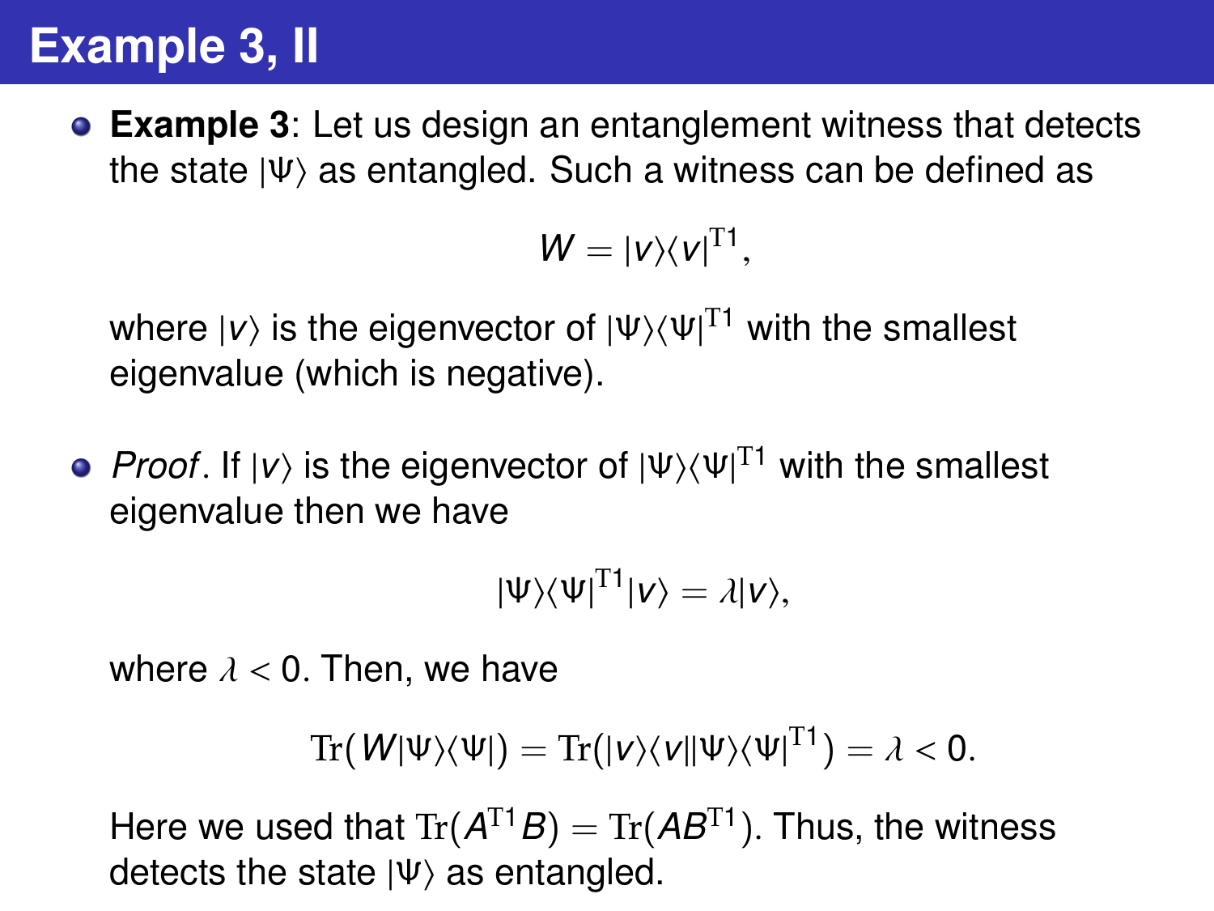# Example 3, II

- **Example 3**: Let us design an entanglement witness that detects the state $|\Psi\rangle$ as entangled. Such a witness can be defined as

$$W = |v\rangle\langle v|^{\mathrm{T1}},$$

where $|v\rangle$ is the eigenvector of $|\Psi\rangle\langle\Psi|^{\mathrm{T1}}$ with the smallest eigenvalue (which is negative).

- *Proof*. If $|v\rangle$ is the eigenvector of $|\Psi\rangle\langle\Psi|^{\mathrm{T1}}$ with the smallest eigenvalue then we have

$$|\Psi\rangle\langle\Psi|^{\mathrm{T1}}|v\rangle = \lambda|v\rangle,$$

where $\lambda < 0$. Then, we have

$$\mathrm{Tr}(W|\Psi\rangle\langle\Psi|) = \mathrm{Tr}(|v\rangle\langle v||\Psi\rangle\langle\Psi|^{\mathrm{T1}}) = \lambda < 0.$$

Here we used that $\mathrm{Tr}(A^{\mathrm{T1}}B) = \mathrm{Tr}(AB^{\mathrm{T1}})$. Thus, the witness detects the state $|\Psi\rangle$ as entangled.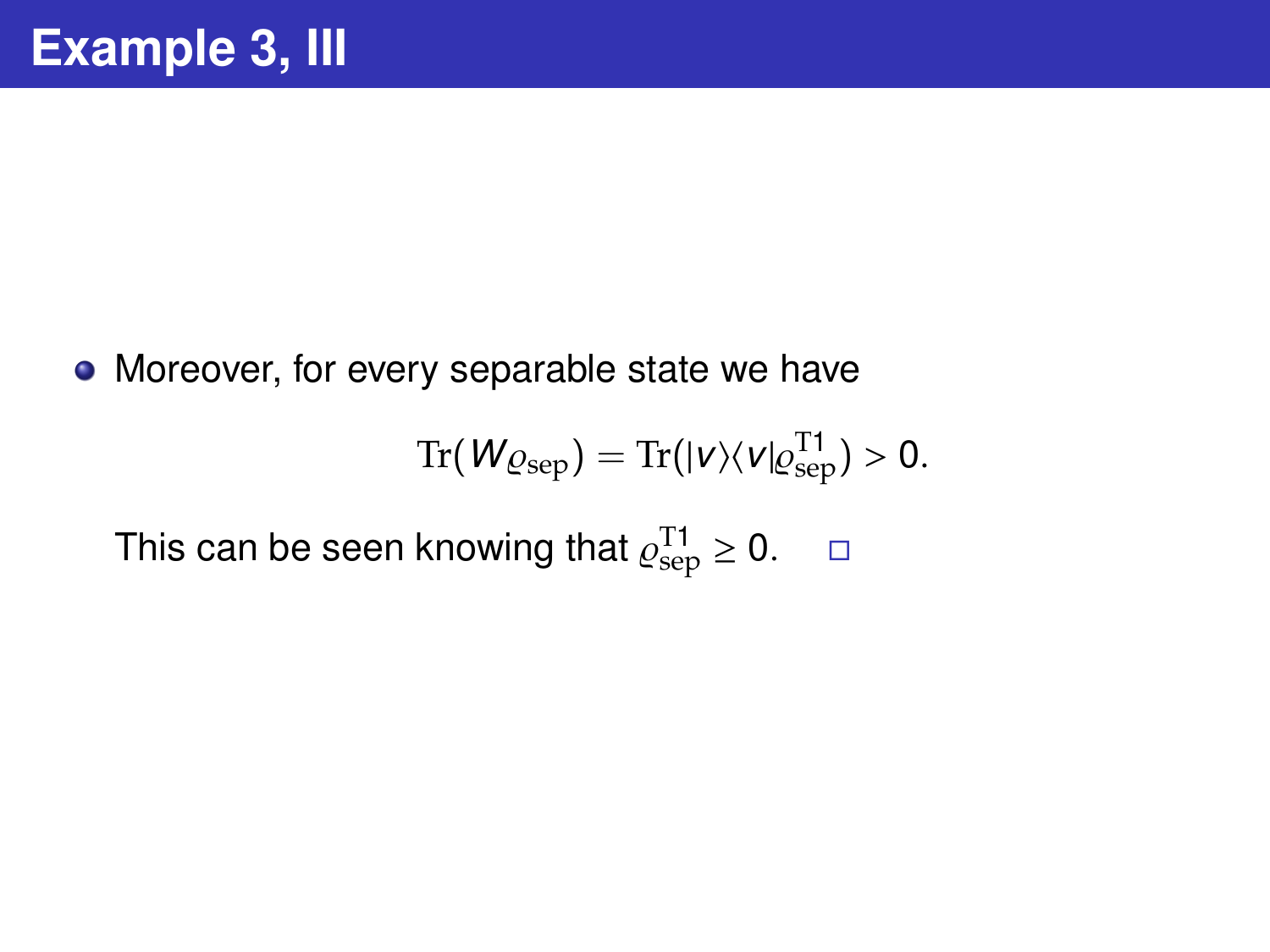# Example 3, III

- Moreover, for every separable state we have

$$\mathrm{Tr}(W\varrho_{\mathrm{sep}}) = \mathrm{Tr}(|v\rangle\langle v|\varrho_{\mathrm{sep}}^{\mathrm{T1}}) > 0.$$

This can be seen knowing that $\varrho_{\mathrm{sep}}^{\mathrm{T1}} \geq 0$. □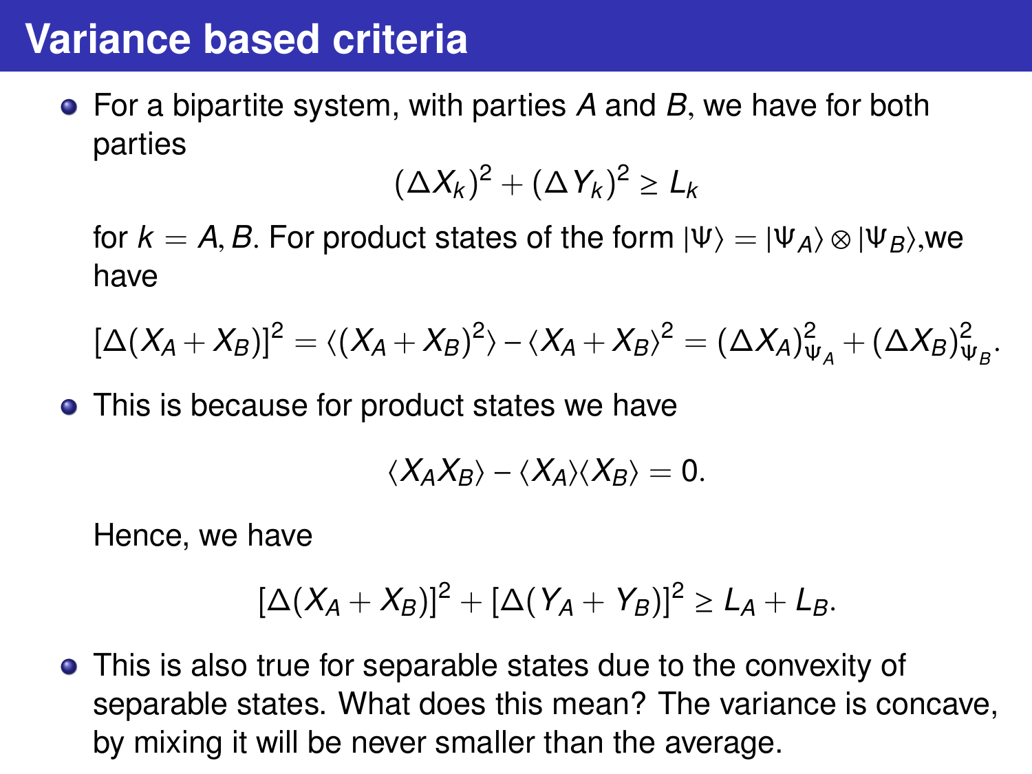# Variance based criteria

- For a bipartite system, with parties $A$ and $B$, we have for both parties

$$(\Delta X_k)^2 + (\Delta Y_k)^2 \geq L_k$$

  for $k = A, B$. For product states of the form $|\Psi\rangle = |\Psi_A\rangle \otimes |\Psi_B\rangle$,we have

$$[\Delta(X_A + X_B)]^2 = \langle (X_A + X_B)^2 \rangle - \langle X_A + X_B \rangle^2 = (\Delta X_A)^2_{\Psi_A} + (\Delta X_B)^2_{\Psi_B}.$$

- This is because for product states we have

$$\langle X_A X_B \rangle - \langle X_A \rangle \langle X_B \rangle = 0.$$

  Hence, we have

$$[\Delta(X_A + X_B)]^2 + [\Delta(Y_A + Y_B)]^2 \geq L_A + L_B.$$

- This is also true for separable states due to the convexity of separable states. What does this mean? The variance is concave, by mixing it will be never smaller than the average.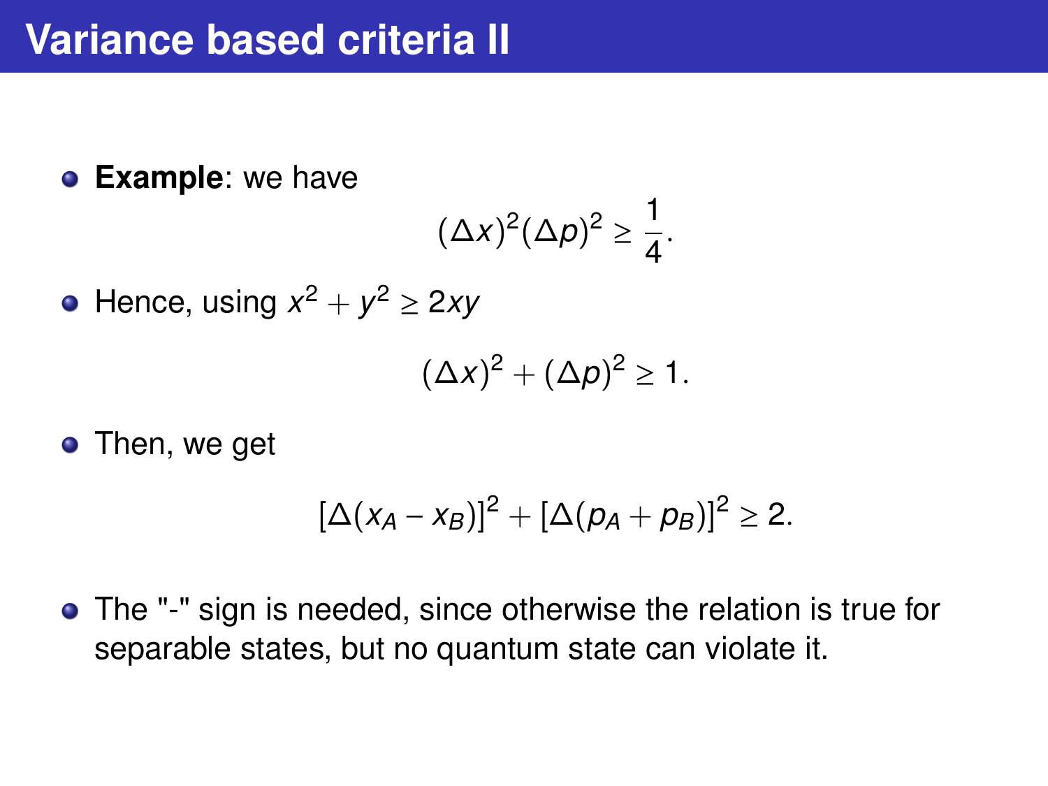# Variance based criteria II

- **Example**: we have

$$(\Delta x)^2(\Delta p)^2 \geq \frac{1}{4}.$$

- Hence, using $x^2 + y^2 \geq 2xy$

$$(\Delta x)^2 + (\Delta p)^2 \geq 1.$$

- Then, we get

$$[\Delta(x_A - x_B)]^2 + [\Delta(p_A + p_B)]^2 \geq 2.$$

- The "-" sign is needed, since otherwise the relation is true for separable states, but no quantum state can violate it.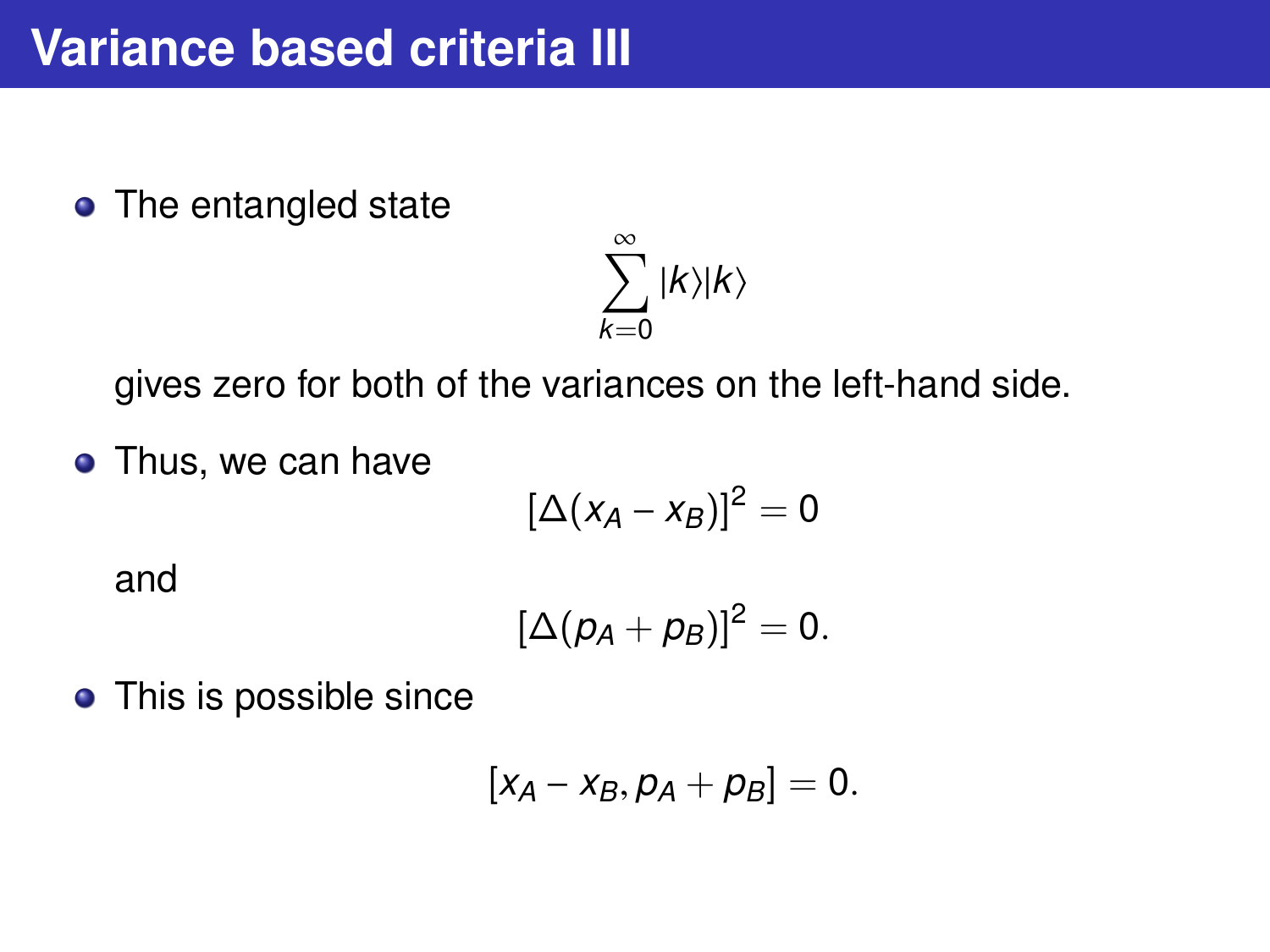# Variance based criteria III

- The entangled state

$$\sum_{k=0}^{\infty} |k\rangle|k\rangle$$

  gives zero for both of the variances on the left-hand side.

- Thus, we can have

$$[\Delta(x_A - x_B)]^2 = 0$$

  and

$$[\Delta(p_A + p_B)]^2 = 0.$$

- This is possible since

$$[x_A - x_B, p_A + p_B] = 0.$$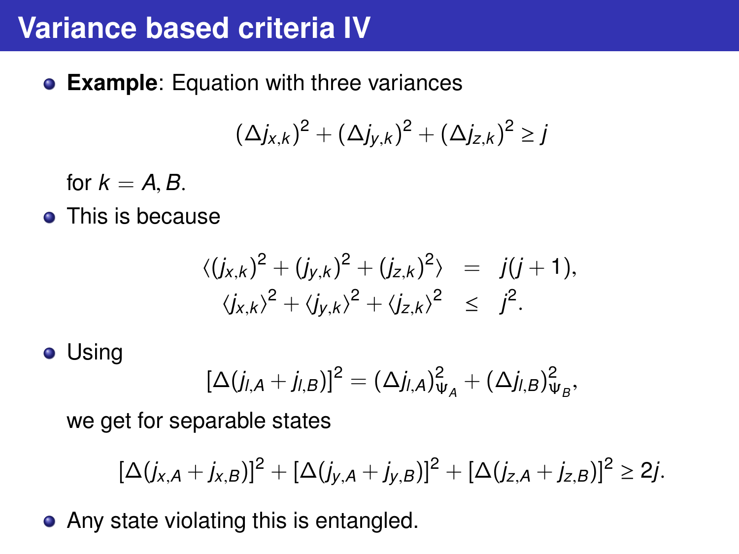# Variance based criteria IV

- **Example**: Equation with three variances

$$(\Delta j_{x,k})^2 + (\Delta j_{y,k})^2 + (\Delta j_{z,k})^2 \geq j$$

  for $k = A, B$.

- This is because

$$\begin{aligned} \langle (j_{x,k})^2 + (j_{y,k})^2 + (j_{z,k})^2 \rangle &= j(j+1), \\ \langle j_{x,k} \rangle^2 + \langle j_{y,k} \rangle^2 + \langle j_{z,k} \rangle^2 &\leq j^2. \end{aligned}$$

- Using

$$[\Delta(j_{l,A} + j_{l,B})]^2 = (\Delta j_{l,A})^2_{\Psi_A} + (\Delta j_{l,B})^2_{\Psi_B},$$

  we get for separable states

$$[\Delta(j_{x,A} + j_{x,B})]^2 + [\Delta(j_{y,A} + j_{y,B})]^2 + [\Delta(j_{z,A} + j_{z,B})]^2 \geq 2j.$$

- Any state violating this is entangled.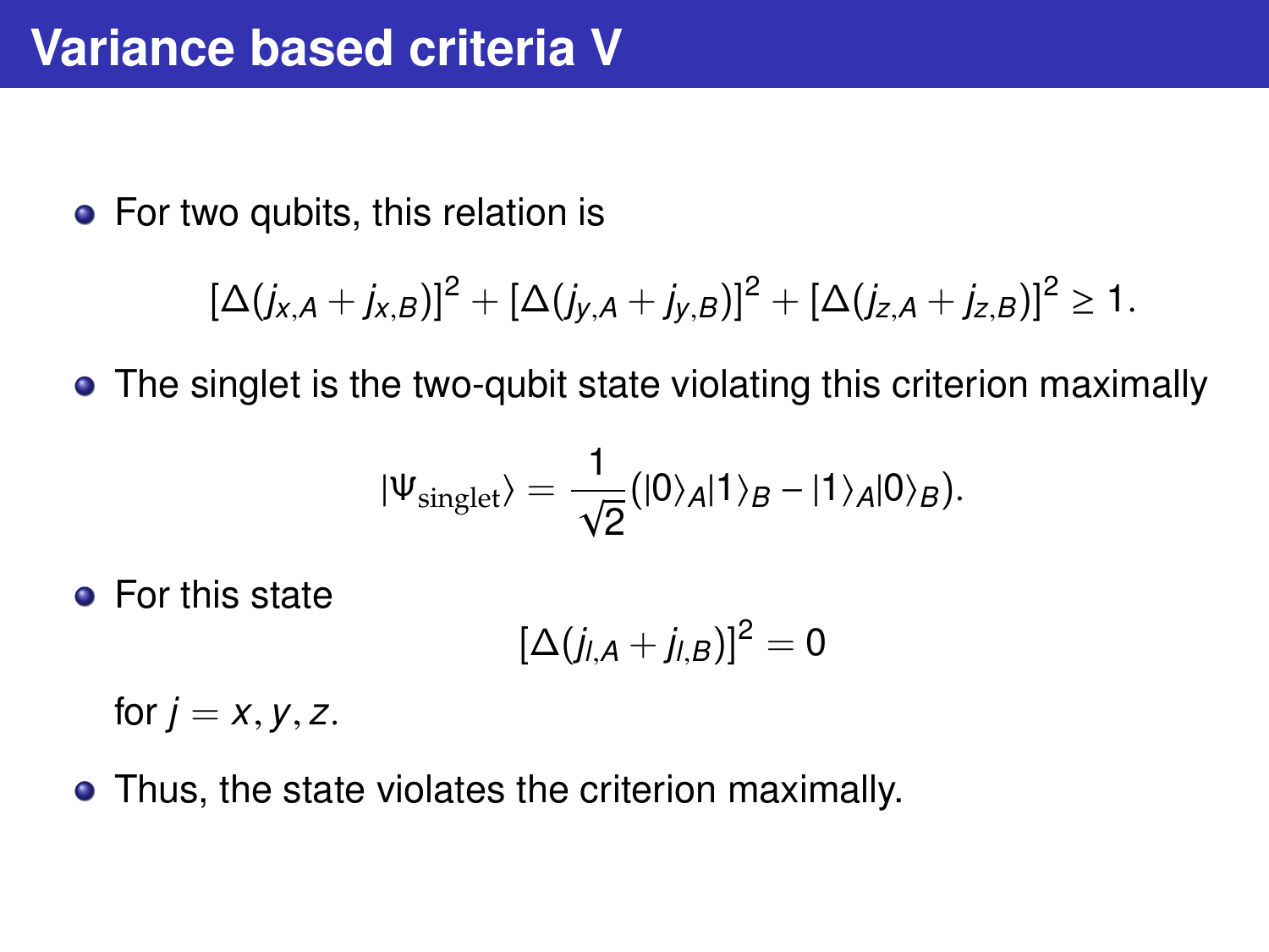# Variance based criteria V

- For two qubits, this relation is

$$[\Delta(j_{x,A} + j_{x,B})]^2 + [\Delta(j_{y,A} + j_{y,B})]^2 + [\Delta(j_{z,A} + j_{z,B})]^2 \geq 1.$$

- The singlet is the two-qubit state violating this criterion maximally

$$|\Psi_{\text{singlet}}\rangle = \frac{1}{\sqrt{2}}(|0\rangle_A|1\rangle_B - |1\rangle_A|0\rangle_B).$$

- For this state

$$[\Delta(j_{l,A} + j_{l,B})]^2 = 0$$

  for $j = x, y, z$.

- Thus, the state violates the criterion maximally.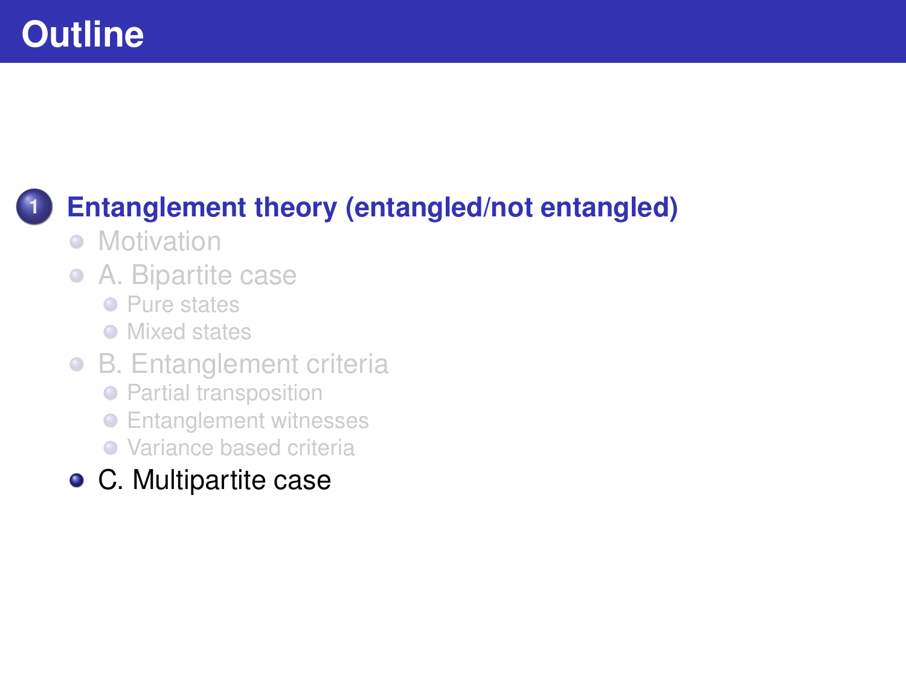# Outline

1. **Entanglement theory (entangled/not entangled)**
   - Motivation
   - A. Bipartite case
     - Pure states
     - Mixed states
   - B. Entanglement criteria
     - Partial transposition
     - Entanglement witnesses
     - Variance based criteria
   - C. Multipartite case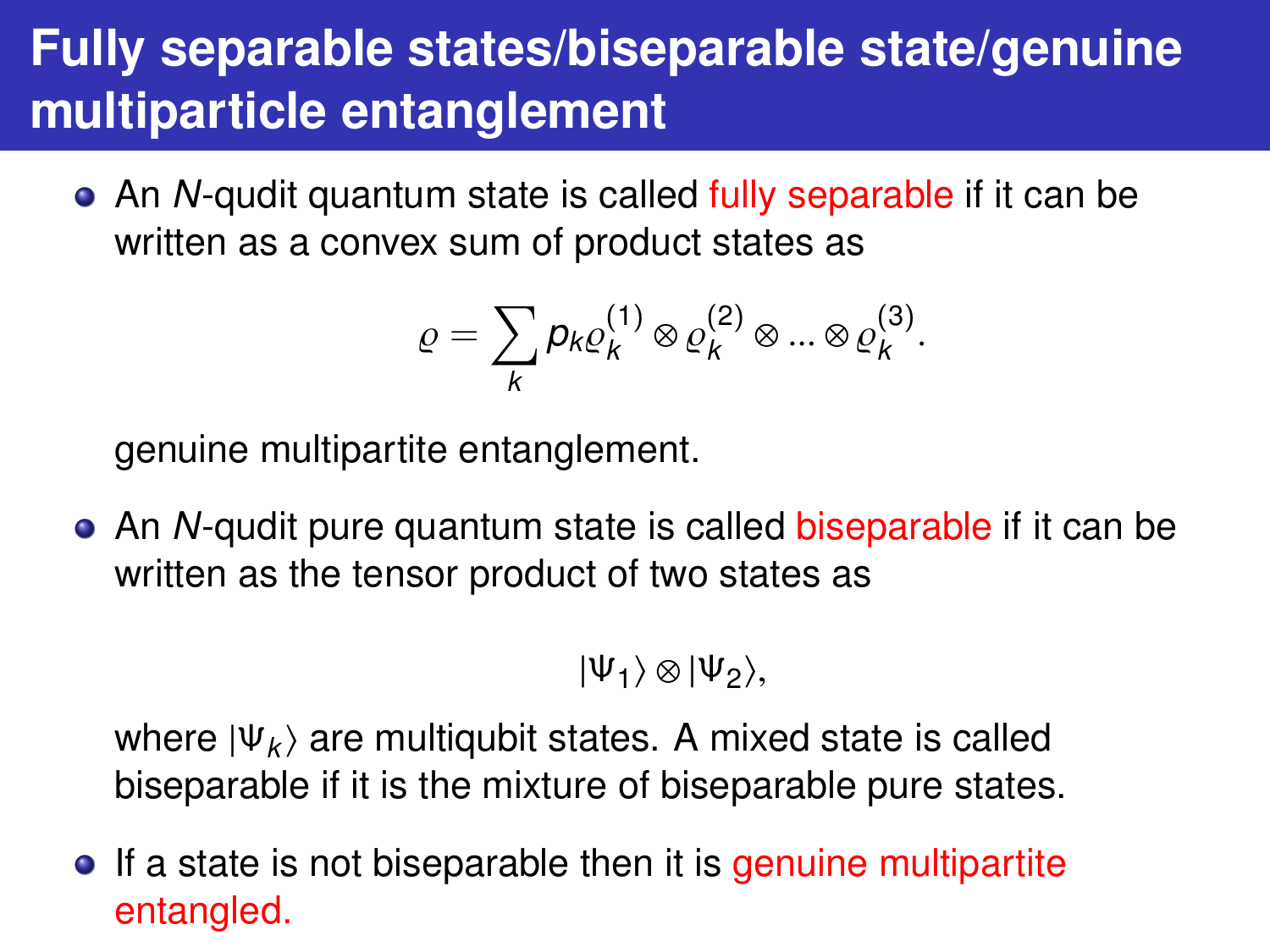# Fully separable states/biseparable state/genuine multiparticle entanglement

- An $N$-qudit quantum state is called fully separable if it can be written as a convex sum of product states as

$$\varrho = \sum_k p_k \varrho_k^{(1)} \otimes \varrho_k^{(2)} \otimes ... \otimes \varrho_k^{(3)}.$$

  genuine multipartite entanglement.

- An $N$-qudit pure quantum state is called biseparable if it can be written as the tensor product of two states as

$$|\Psi_1\rangle \otimes |\Psi_2\rangle,$$

  where $|\Psi_k\rangle$ are multiqubit states. A mixed state is called biseparable if it is the mixture of biseparable pure states.

- If a state is not biseparable then it is genuine multipartite entangled.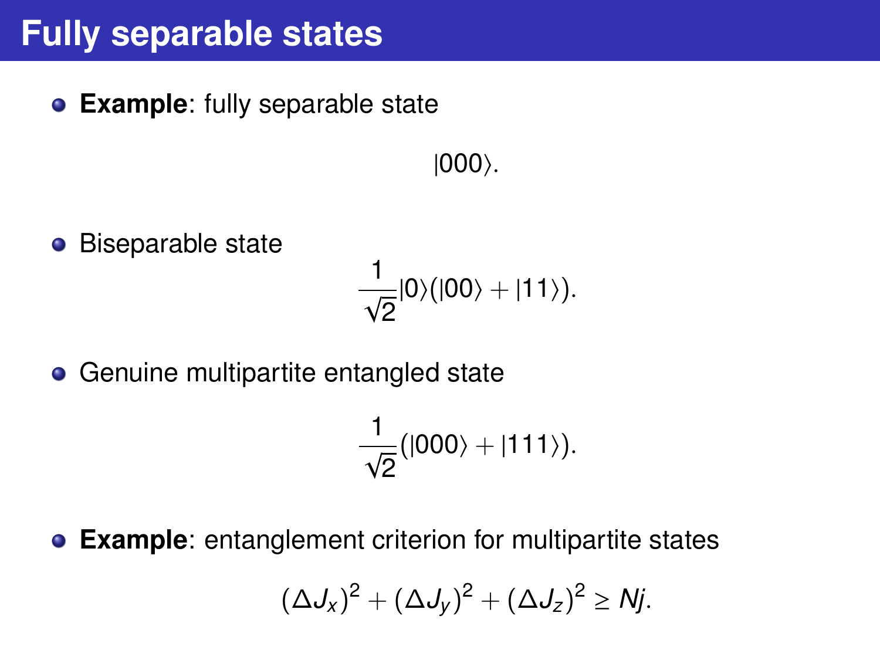# Fully separable states

- **Example**: fully separable state

$$|000\rangle.$$

- Biseparable state

$$\frac{1}{\sqrt{2}}|0\rangle(|00\rangle + |11\rangle).$$

- Genuine multipartite entangled state

$$\frac{1}{\sqrt{2}}(|000\rangle + |111\rangle).$$

- **Example**: entanglement criterion for multipartite states

$$(\Delta J_x)^2 + (\Delta J_y)^2 + (\Delta J_z)^2 \geq Nj.$$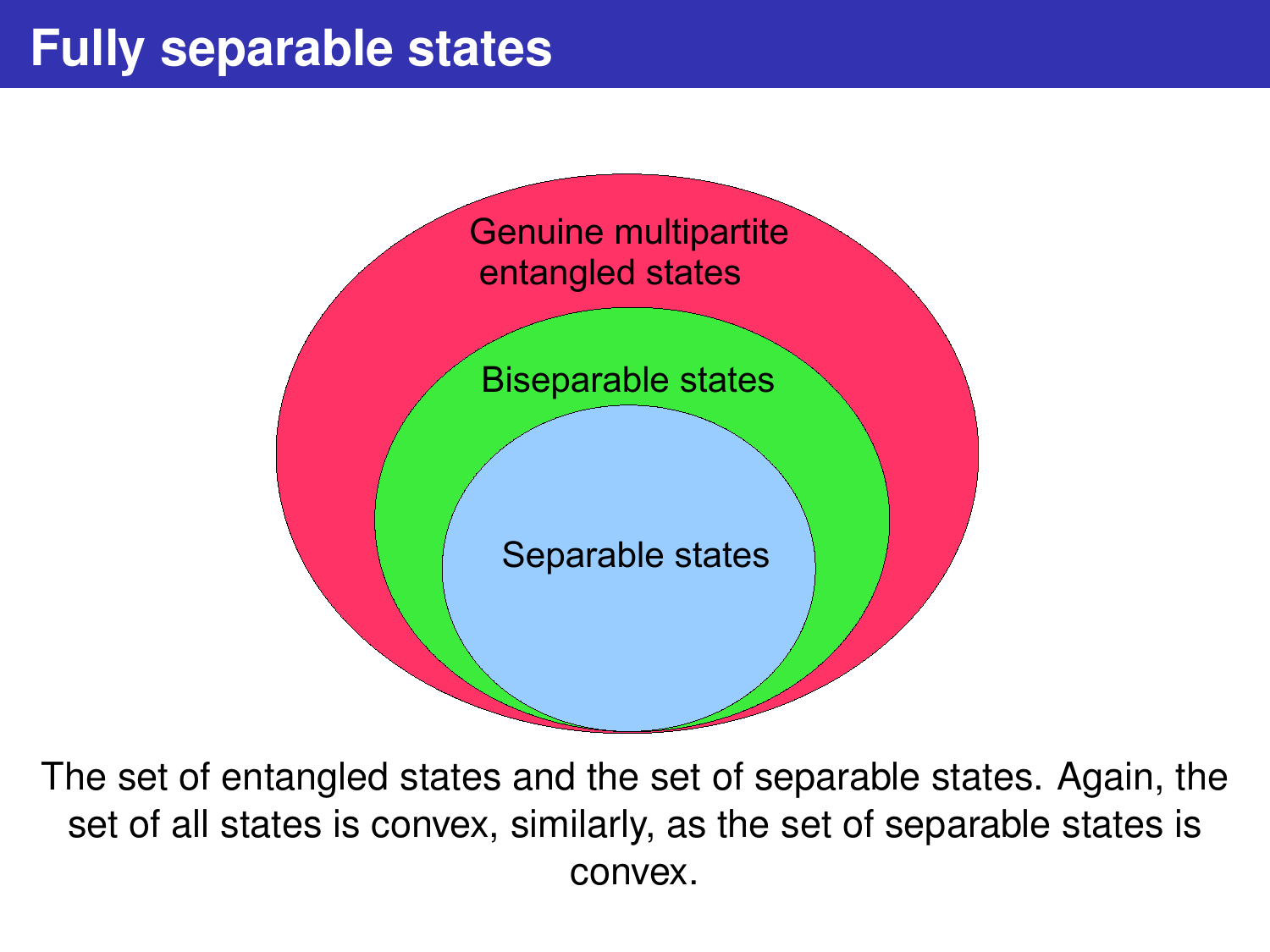# Fully separable states

Genuine multipartite entangled states

Biseparable states

Separable states

The set of entangled states and the set of separable states. Again, the set of all states is convex, similarly, as the set of separable states is convex.